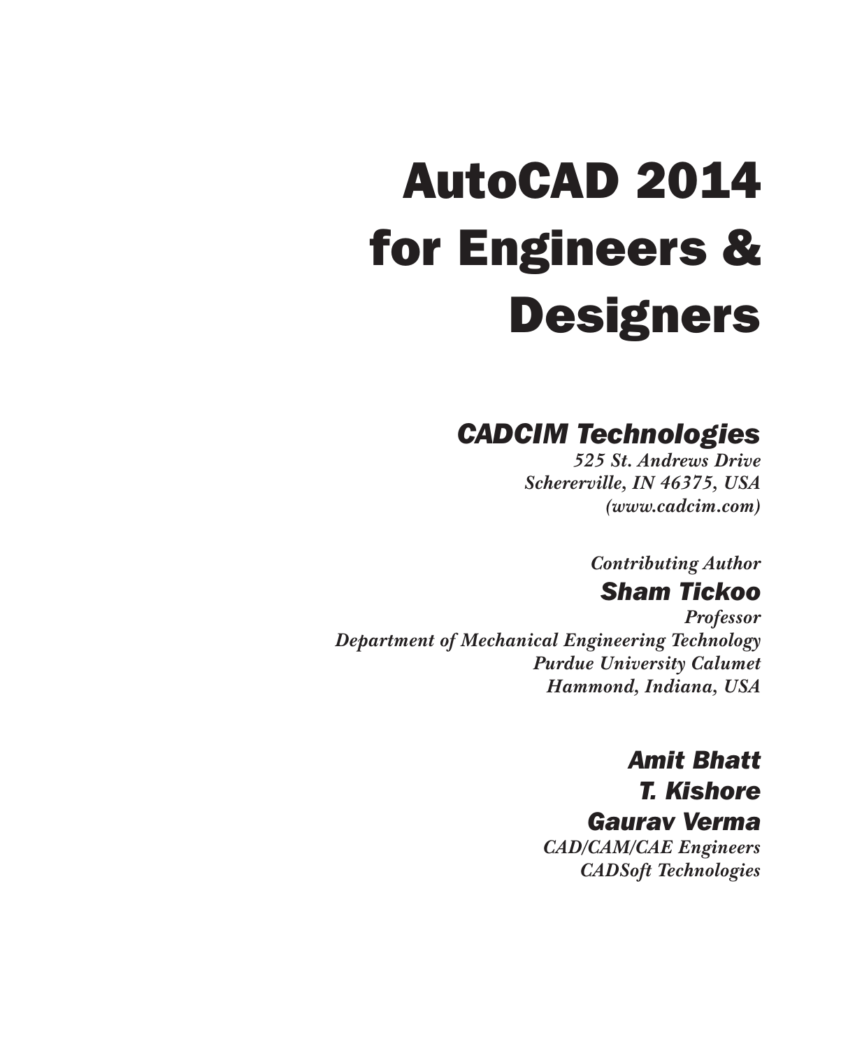# AutoCAD 2014 for Engineers & Designers

## *CADCIM Technologies*

*525 St. Andrews Drive*
*Schererville, IN 46375, USA*
*(www.cadcim.com)*

*Contributing Author*

### *Sham Tickoo*

*Professor*
*Department of Mechanical Engineering Technology*
*Purdue University Calumet*
*Hammond, Indiana, USA*

### *Amit Bhatt*
### *T. Kishore*
### *Gaurav Verma*

*CAD/CAM/CAE Engineers*
*CADSoft Technologies*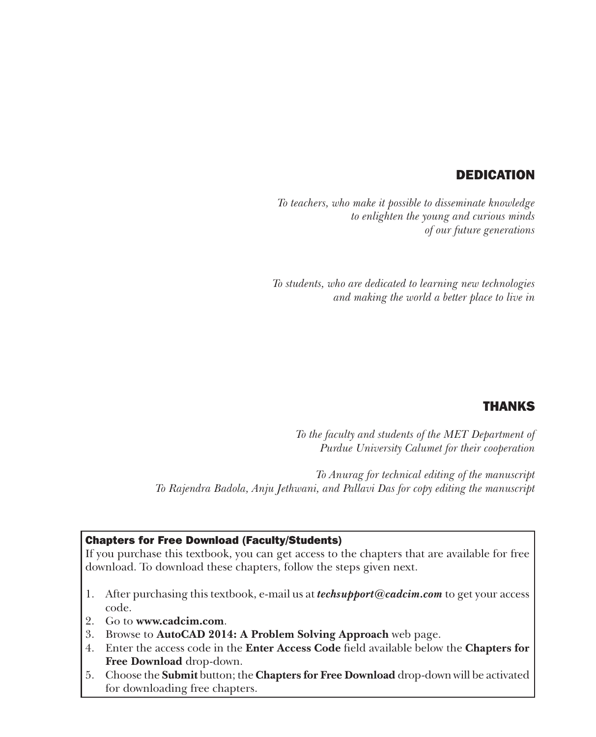## DEDICATION

*To teachers, who make it possible to disseminate knowledge
to enlighten the young and curious minds
of our future generations*

*To students, who are dedicated to learning new technologies
and making the world a better place to live in*

## THANKS

*To the faculty and students of the MET Department of
Purdue University Calumet for their cooperation*

*To Anurag for technical editing of the manuscript
To Rajendra Badola, Anju Jethwani, and Pallavi Das for copy editing the manuscript*

### Chapters for Free Download (Faculty/Students)

If you purchase this textbook, you can get access to the chapters that are available for free download. To download these chapters, follow the steps given next.

1. After purchasing this textbook, e-mail us at ***techsupport@cadcim.com*** to get your access code.
2. Go to **www.cadcim.com**.
3. Browse to **AutoCAD 2014: A Problem Solving Approach** web page.
4. Enter the access code in the **Enter Access Code** field available below the **Chapters for Free Download** drop-down.
5. Choose the **Submit** button; the **Chapters for Free Download** drop-down will be activated for downloading free chapters.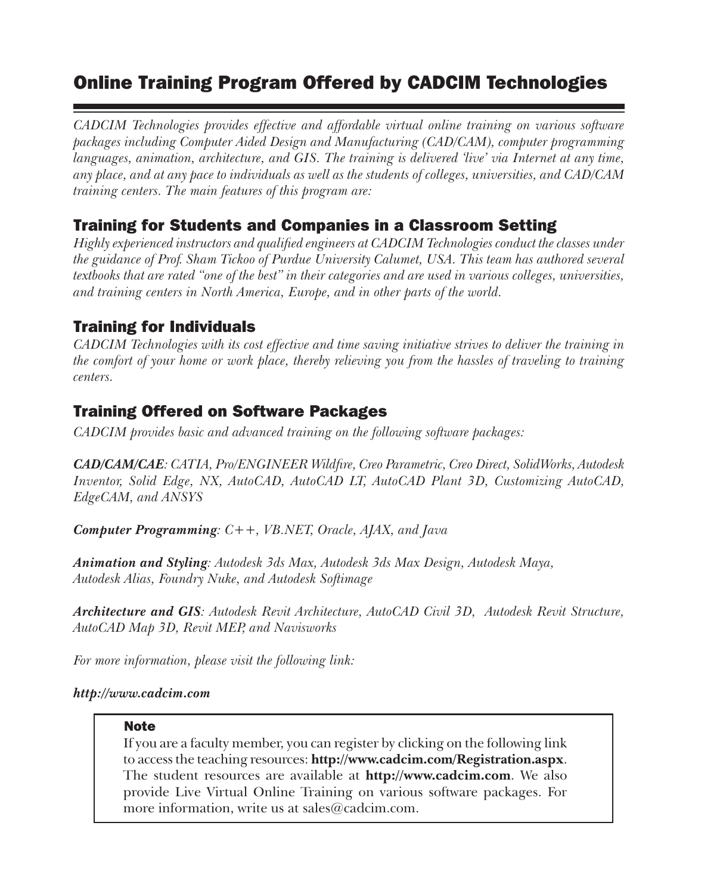# Online Training Program Offered by CADCIM Technologies

*CADCIM Technologies provides effective and affordable virtual online training on various software packages including Computer Aided Design and Manufacturing (CAD/CAM), computer programming languages, animation, architecture, and GIS. The training is delivered 'live' via Internet at any time, any place, and at any pace to individuals as well as the students of colleges, universities, and CAD/CAM training centers. The main features of this program are:*

## Training for Students and Companies in a Classroom Setting

*Highly experienced instructors and qualified engineers at CADCIM Technologies conduct the classes under the guidance of Prof. Sham Tickoo of Purdue University Calumet, USA. This team has authored several textbooks that are rated "one of the best" in their categories and are used in various colleges, universities, and training centers in North America, Europe, and in other parts of the world.*

## Training for Individuals

*CADCIM Technologies with its cost effective and time saving initiative strives to deliver the training in the comfort of your home or work place, thereby relieving you from the hassles of traveling to training centers.*

## Training Offered on Software Packages

*CADCIM provides basic and advanced training on the following software packages:*

***CAD/CAM/CAE**: CATIA, Pro/ENGINEER Wildfire, Creo Parametric, Creo Direct, SolidWorks, Autodesk Inventor, Solid Edge, NX, AutoCAD, AutoCAD LT, AutoCAD Plant 3D, Customizing AutoCAD, EdgeCAM, and ANSYS*

***Computer Programming**: C++, VB.NET, Oracle, AJAX, and Java*

***Animation and Styling**: Autodesk 3ds Max, Autodesk 3ds Max Design, Autodesk Maya, Autodesk Alias, Foundry Nuke, and Autodesk Softimage*

***Architecture and GIS**: Autodesk Revit Architecture, AutoCAD Civil 3D, Autodesk Revit Structure, AutoCAD Map 3D, Revit MEP, and Navisworks*

*For more information, please visit the following link:*

***http://www.cadcim.com***

> **Note**
>
> If you are a faculty member, you can register by clicking on the following link to access the teaching resources: **http://www.cadcim.com/Registration.aspx**. The student resources are available at **http://www.cadcim.com**. We also provide Live Virtual Online Training on various software packages. For more information, write us at sales@cadcim.com.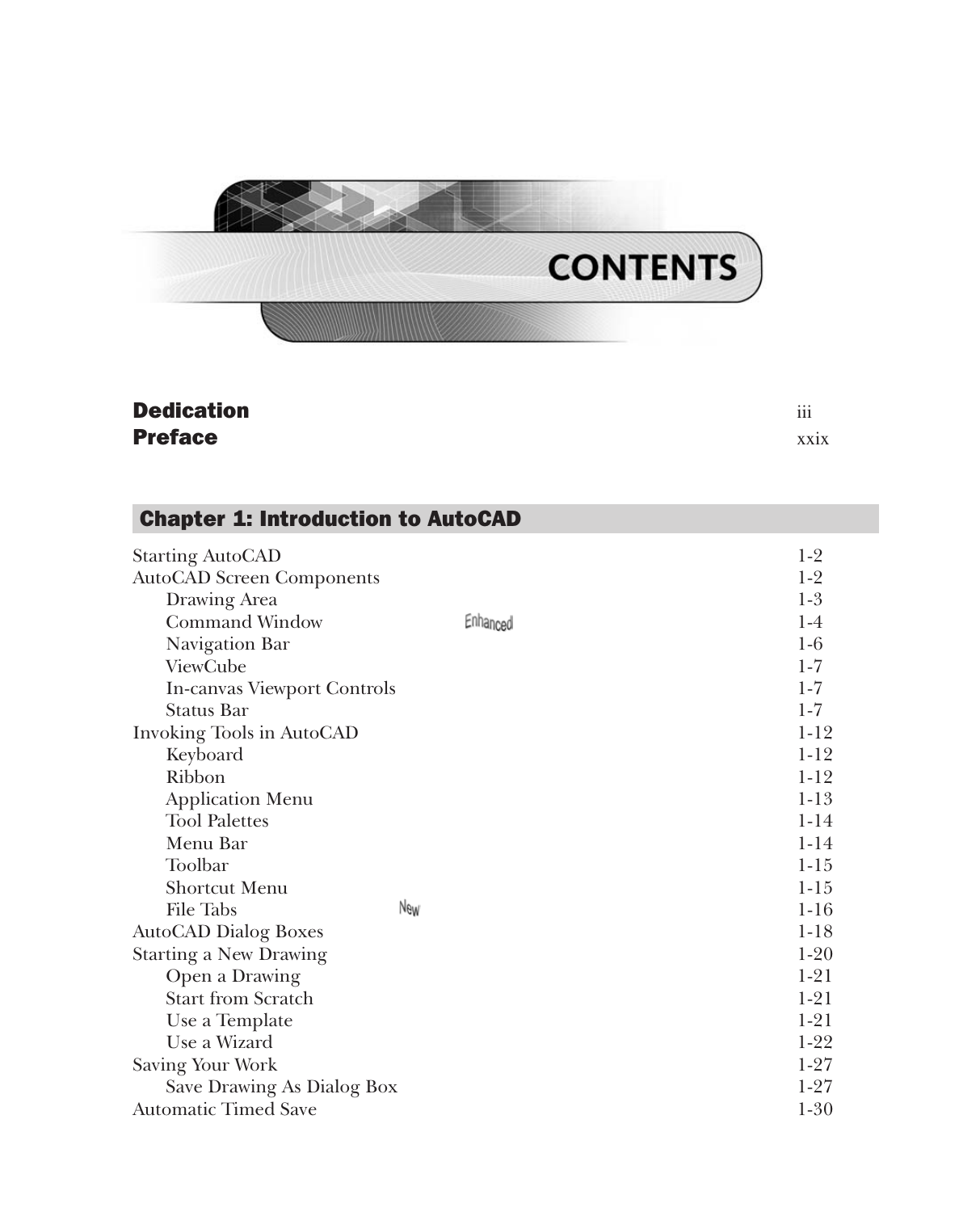# CONTENTS

| | |
|---|---|
| **Dedication** | iii |
| **Preface** | xxix |

## Chapter 1: Introduction to AutoCAD

| | |
|---|---|
| Starting AutoCAD | 1-2 |
| AutoCAD Screen Components | 1-2 |
| Drawing Area | 1-3 |
| Command Window *Enhanced* | 1-4 |
| Navigation Bar | 1-6 |
| ViewCube | 1-7 |
| In-canvas Viewport Controls | 1-7 |
| Status Bar | 1-7 |
| Invoking Tools in AutoCAD | 1-12 |
| Keyboard | 1-12 |
| Ribbon | 1-12 |
| Application Menu | 1-13 |
| Tool Palettes | 1-14 |
| Menu Bar | 1-14 |
| Toolbar | 1-15 |
| Shortcut Menu | 1-15 |
| File Tabs *New* | 1-16 |
| AutoCAD Dialog Boxes | 1-18 |
| Starting a New Drawing | 1-20 |
| Open a Drawing | 1-21 |
| Start from Scratch | 1-21 |
| Use a Template | 1-21 |
| Use a Wizard | 1-22 |
| Saving Your Work | 1-27 |
| Save Drawing As Dialog Box | 1-27 |
| Automatic Timed Save | 1-30 |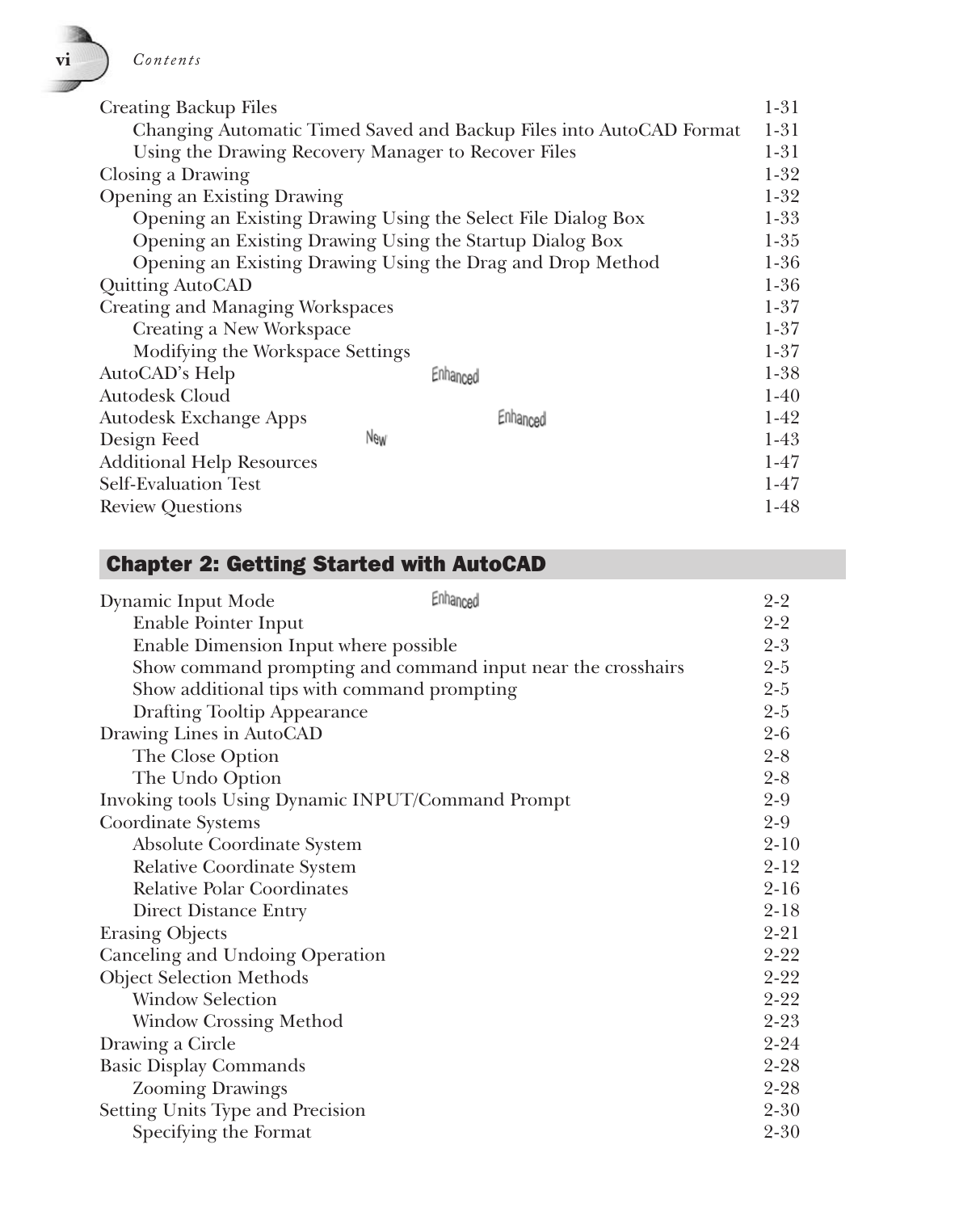| | |
|---|---|
| Creating Backup Files | 1-31 |
| Changing Automatic Timed Saved and Backup Files into AutoCAD Format | 1-31 |
| Using the Drawing Recovery Manager to Recover Files | 1-31 |
| Closing a Drawing | 1-32 |
| Opening an Existing Drawing | 1-32 |
| Opening an Existing Drawing Using the Select File Dialog Box | 1-33 |
| Opening an Existing Drawing Using the Startup Dialog Box | 1-35 |
| Opening an Existing Drawing Using the Drag and Drop Method | 1-36 |
| Quitting AutoCAD | 1-36 |
| Creating and Managing Workspaces | 1-37 |
| Creating a New Workspace | 1-37 |
| Modifying the Workspace Settings | 1-37 |
| AutoCAD's Help *Enhanced* | 1-38 |
| Autodesk Cloud | 1-40 |
| Autodesk Exchange Apps *Enhanced* | 1-42 |
| Design Feed *New* | 1-43 |
| Additional Help Resources | 1-47 |
| Self-Evaluation Test | 1-47 |
| Review Questions | 1-48 |

## Chapter 2: Getting Started with AutoCAD

| | |
|---|---|
| Dynamic Input Mode *Enhanced* | 2-2 |
| Enable Pointer Input | 2-2 |
| Enable Dimension Input where possible | 2-3 |
| Show command prompting and command input near the crosshairs | 2-5 |
| Show additional tips with command prompting | 2-5 |
| Drafting Tooltip Appearance | 2-5 |
| Drawing Lines in AutoCAD | 2-6 |
| The Close Option | 2-8 |
| The Undo Option | 2-8 |
| Invoking tools Using Dynamic INPUT/Command Prompt | 2-9 |
| Coordinate Systems | 2-9 |
| Absolute Coordinate System | 2-10 |
| Relative Coordinate System | 2-12 |
| Relative Polar Coordinates | 2-16 |
| Direct Distance Entry | 2-18 |
| Erasing Objects | 2-21 |
| Canceling and Undoing Operation | 2-22 |
| Object Selection Methods | 2-22 |
| Window Selection | 2-22 |
| Window Crossing Method | 2-23 |
| Drawing a Circle | 2-24 |
| Basic Display Commands | 2-28 |
| Zooming Drawings | 2-28 |
| Setting Units Type and Precision | 2-30 |
| Specifying the Format | 2-30 |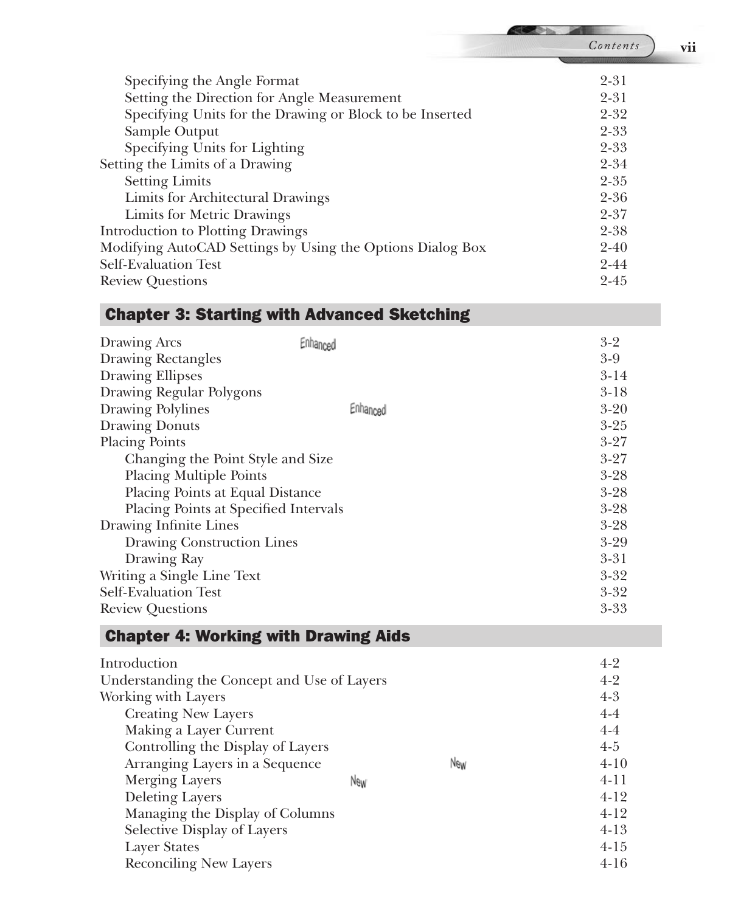| | |
|---|---|
| &nbsp;&nbsp;&nbsp;&nbsp;Specifying the Angle Format | 2-31 |
| &nbsp;&nbsp;&nbsp;&nbsp;Setting the Direction for Angle Measurement | 2-31 |
| &nbsp;&nbsp;&nbsp;&nbsp;Specifying Units for the Drawing or Block to be Inserted | 2-32 |
| &nbsp;&nbsp;&nbsp;&nbsp;Sample Output | 2-33 |
| &nbsp;&nbsp;&nbsp;&nbsp;Specifying Units for Lighting | 2-33 |
| Setting the Limits of a Drawing | 2-34 |
| &nbsp;&nbsp;&nbsp;&nbsp;Setting Limits | 2-35 |
| &nbsp;&nbsp;&nbsp;&nbsp;Limits for Architectural Drawings | 2-36 |
| &nbsp;&nbsp;&nbsp;&nbsp;Limits for Metric Drawings | 2-37 |
| Introduction to Plotting Drawings | 2-38 |
| Modifying AutoCAD Settings by Using the Options Dialog Box | 2-40 |
| Self-Evaluation Test | 2-44 |
| Review Questions | 2-45 |

## Chapter 3: Starting with Advanced Sketching

| | | |
|---|---|---|
| Drawing Arcs | Enhanced | 3-2 |
| Drawing Rectangles | | 3-9 |
| Drawing Ellipses | | 3-14 |
| Drawing Regular Polygons | | 3-18 |
| Drawing Polylines | Enhanced | 3-20 |
| Drawing Donuts | | 3-25 |
| Placing Points | | 3-27 |
| &nbsp;&nbsp;&nbsp;&nbsp;Changing the Point Style and Size | | 3-27 |
| &nbsp;&nbsp;&nbsp;&nbsp;Placing Multiple Points | | 3-28 |
| &nbsp;&nbsp;&nbsp;&nbsp;Placing Points at Equal Distance | | 3-28 |
| &nbsp;&nbsp;&nbsp;&nbsp;Placing Points at Specified Intervals | | 3-28 |
| Drawing Infinite Lines | | 3-28 |
| &nbsp;&nbsp;&nbsp;&nbsp;Drawing Construction Lines | | 3-29 |
| &nbsp;&nbsp;&nbsp;&nbsp;Drawing Ray | | 3-31 |
| Writing a Single Line Text | | 3-32 |
| Self-Evaluation Test | | 3-32 |
| Review Questions | | 3-33 |

## Chapter 4: Working with Drawing Aids

| | | |
|---|---|---|
| Introduction | | 4-2 |
| Understanding the Concept and Use of Layers | | 4-2 |
| Working with Layers | | 4-3 |
| &nbsp;&nbsp;&nbsp;&nbsp;Creating New Layers | | 4-4 |
| &nbsp;&nbsp;&nbsp;&nbsp;Making a Layer Current | | 4-4 |
| &nbsp;&nbsp;&nbsp;&nbsp;Controlling the Display of Layers | | 4-5 |
| &nbsp;&nbsp;&nbsp;&nbsp;Arranging Layers in a Sequence | New | 4-10 |
| &nbsp;&nbsp;&nbsp;&nbsp;Merging Layers | New | 4-11 |
| &nbsp;&nbsp;&nbsp;&nbsp;Deleting Layers | | 4-12 |
| &nbsp;&nbsp;&nbsp;&nbsp;Managing the Display of Columns | | 4-12 |
| &nbsp;&nbsp;&nbsp;&nbsp;Selective Display of Layers | | 4-13 |
| &nbsp;&nbsp;&nbsp;&nbsp;Layer States | | 4-15 |
| &nbsp;&nbsp;&nbsp;&nbsp;Reconciling New Layers | | 4-16 |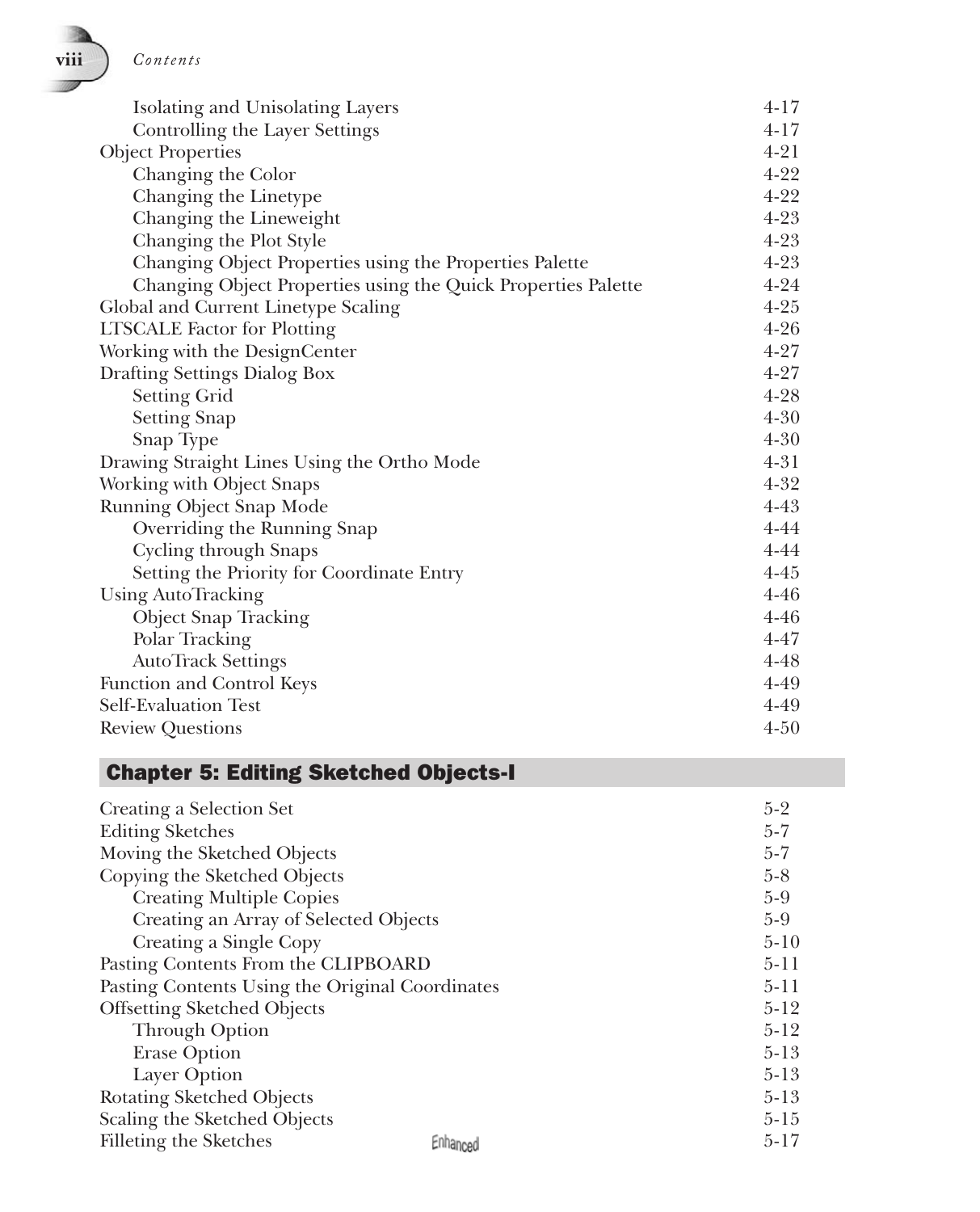Isolating and Unisolating Layers 4-17
Controlling the Layer Settings 4-17
Object Properties 4-21
Changing the Color 4-22
Changing the Linetype 4-22
Changing the Lineweight 4-23
Changing the Plot Style 4-23
Changing Object Properties using the Properties Palette 4-23
Changing Object Properties using the Quick Properties Palette 4-24
Global and Current Linetype Scaling 4-25
LTSCALE Factor for Plotting 4-26
Working with the DesignCenter 4-27
Drafting Settings Dialog Box 4-27
Setting Grid 4-28
Setting Snap 4-30
Snap Type 4-30
Drawing Straight Lines Using the Ortho Mode 4-31
Working with Object Snaps 4-32
Running Object Snap Mode 4-43
Overriding the Running Snap 4-44
Cycling through Snaps 4-44
Setting the Priority for Coordinate Entry 4-45
Using AutoTracking 4-46
Object Snap Tracking 4-46
Polar Tracking 4-47
AutoTrack Settings 4-48
Function and Control Keys 4-49
Self-Evaluation Test 4-49
Review Questions 4-50

## Chapter 5: Editing Sketched Objects-I

Creating a Selection Set 5-2
Editing Sketches 5-7
Moving the Sketched Objects 5-7
Copying the Sketched Objects 5-8
Creating Multiple Copies 5-9
Creating an Array of Selected Objects 5-9
Creating a Single Copy 5-10
Pasting Contents From the CLIPBOARD 5-11
Pasting Contents Using the Original Coordinates 5-11
Offsetting Sketched Objects 5-12
Through Option 5-12
Erase Option 5-13
Layer Option 5-13
Rotating Sketched Objects 5-13
Scaling the Sketched Objects 5-15
Filleting the Sketches Enhanced 5-17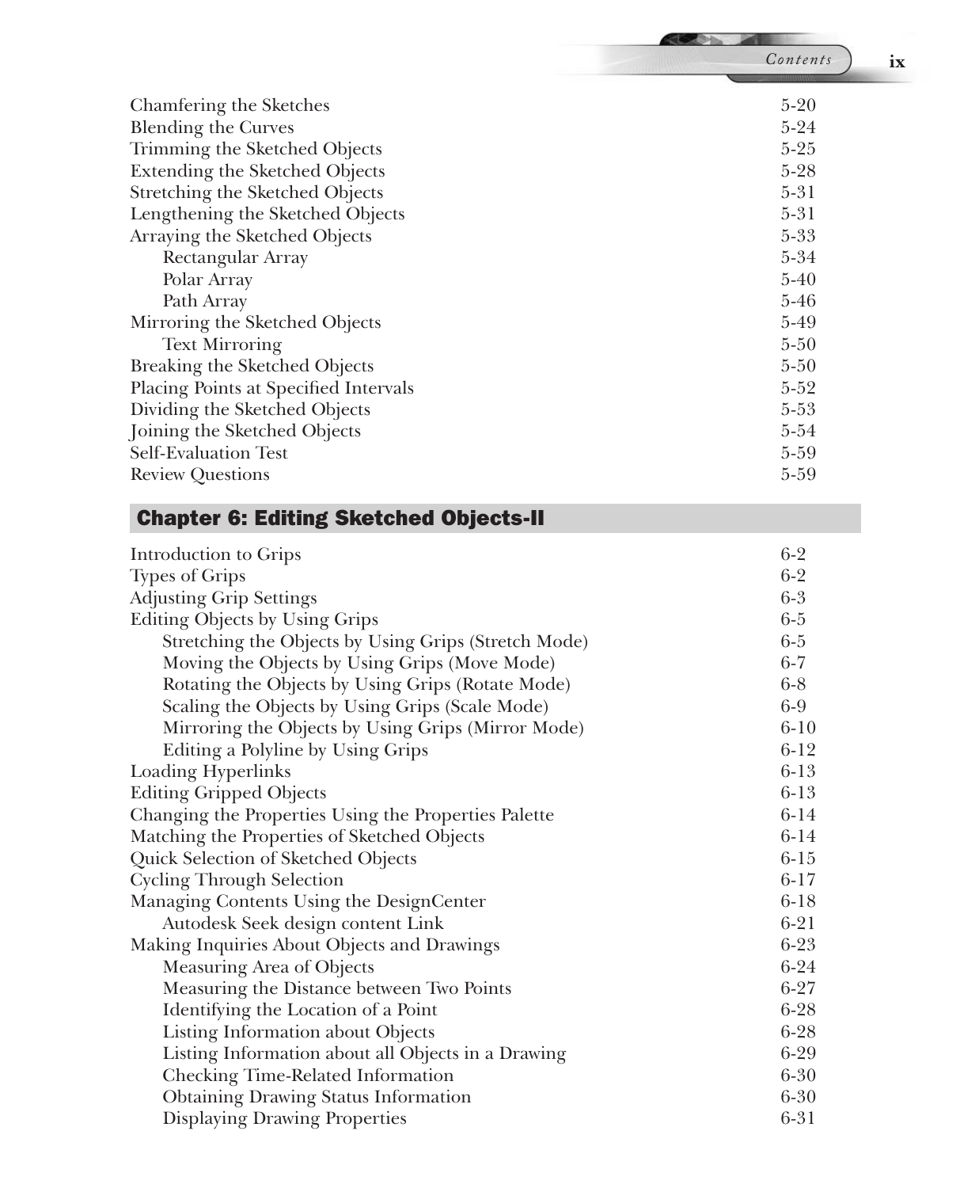| | |
|---|---|
| Chamfering the Sketches | 5-20 |
| Blending the Curves | 5-24 |
| Trimming the Sketched Objects | 5-25 |
| Extending the Sketched Objects | 5-28 |
| Stretching the Sketched Objects | 5-31 |
| Lengthening the Sketched Objects | 5-31 |
| Arraying the Sketched Objects | 5-33 |
| Rectangular Array | 5-34 |
| Polar Array | 5-40 |
| Path Array | 5-46 |
| Mirroring the Sketched Objects | 5-49 |
| Text Mirroring | 5-50 |
| Breaking the Sketched Objects | 5-50 |
| Placing Points at Specified Intervals | 5-52 |
| Dividing the Sketched Objects | 5-53 |
| Joining the Sketched Objects | 5-54 |
| Self-Evaluation Test | 5-59 |
| Review Questions | 5-59 |

## Chapter 6: Editing Sketched Objects-II

| | |
|---|---|
| Introduction to Grips | 6-2 |
| Types of Grips | 6-2 |
| Adjusting Grip Settings | 6-3 |
| Editing Objects by Using Grips | 6-5 |
| Stretching the Objects by Using Grips (Stretch Mode) | 6-5 |
| Moving the Objects by Using Grips (Move Mode) | 6-7 |
| Rotating the Objects by Using Grips (Rotate Mode) | 6-8 |
| Scaling the Objects by Using Grips (Scale Mode) | 6-9 |
| Mirroring the Objects by Using Grips (Mirror Mode) | 6-10 |
| Editing a Polyline by Using Grips | 6-12 |
| Loading Hyperlinks | 6-13 |
| Editing Gripped Objects | 6-13 |
| Changing the Properties Using the Properties Palette | 6-14 |
| Matching the Properties of Sketched Objects | 6-14 |
| Quick Selection of Sketched Objects | 6-15 |
| Cycling Through Selection | 6-17 |
| Managing Contents Using the DesignCenter | 6-18 |
| Autodesk Seek design content Link | 6-21 |
| Making Inquiries About Objects and Drawings | 6-23 |
| Measuring Area of Objects | 6-24 |
| Measuring the Distance between Two Points | 6-27 |
| Identifying the Location of a Point | 6-28 |
| Listing Information about Objects | 6-28 |
| Listing Information about all Objects in a Drawing | 6-29 |
| Checking Time-Related Information | 6-30 |
| Obtaining Drawing Status Information | 6-30 |
| Displaying Drawing Properties | 6-31 |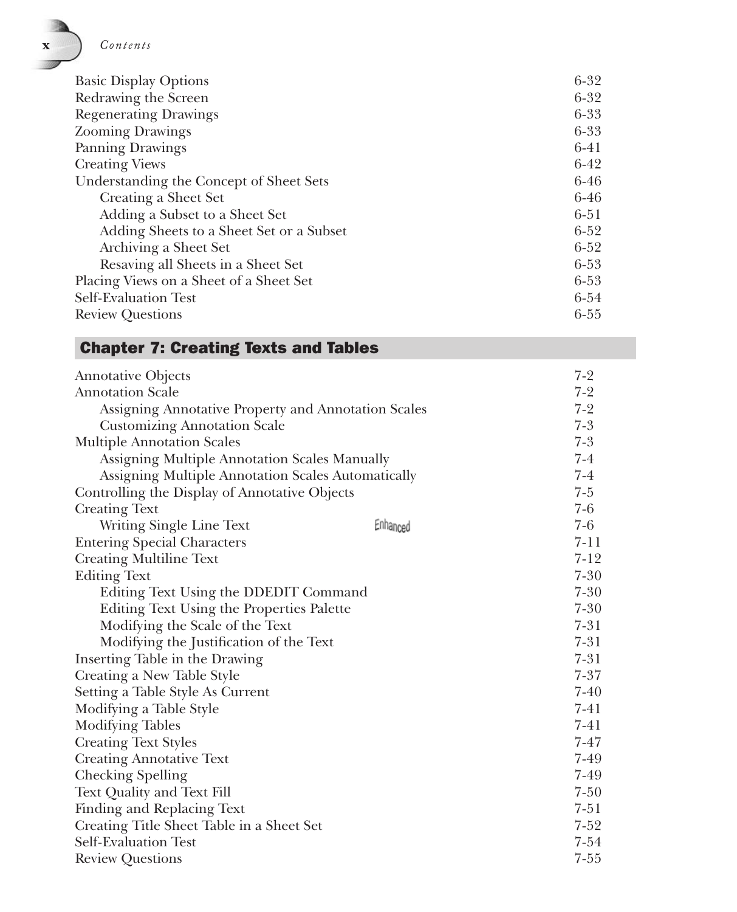| | |
|---|---|
| Basic Display Options | 6-32 |
| Redrawing the Screen | 6-32 |
| Regenerating Drawings | 6-33 |
| Zooming Drawings | 6-33 |
| Panning Drawings | 6-41 |
| Creating Views | 6-42 |
| Understanding the Concept of Sheet Sets | 6-46 |
| &nbsp;&nbsp;&nbsp;&nbsp;Creating a Sheet Set | 6-46 |
| &nbsp;&nbsp;&nbsp;&nbsp;Adding a Subset to a Sheet Set | 6-51 |
| &nbsp;&nbsp;&nbsp;&nbsp;Adding Sheets to a Sheet Set or a Subset | 6-52 |
| &nbsp;&nbsp;&nbsp;&nbsp;Archiving a Sheet Set | 6-52 |
| &nbsp;&nbsp;&nbsp;&nbsp;Resaving all Sheets in a Sheet Set | 6-53 |
| Placing Views on a Sheet of a Sheet Set | 6-53 |
| Self-Evaluation Test | 6-54 |
| Review Questions | 6-55 |

## Chapter 7: Creating Texts and Tables

| | |
|---|---|
| Annotative Objects | 7-2 |
| Annotation Scale | 7-2 |
| &nbsp;&nbsp;&nbsp;&nbsp;Assigning Annotative Property and Annotation Scales | 7-2 |
| &nbsp;&nbsp;&nbsp;&nbsp;Customizing Annotation Scale | 7-3 |
| Multiple Annotation Scales | 7-3 |
| &nbsp;&nbsp;&nbsp;&nbsp;Assigning Multiple Annotation Scales Manually | 7-4 |
| &nbsp;&nbsp;&nbsp;&nbsp;Assigning Multiple Annotation Scales Automatically | 7-4 |
| Controlling the Display of Annotative Objects | 7-5 |
| Creating Text | 7-6 |
| &nbsp;&nbsp;&nbsp;&nbsp;Writing Single Line Text *Enhanced* | 7-6 |
| Entering Special Characters | 7-11 |
| Creating Multiline Text | 7-12 |
| Editing Text | 7-30 |
| &nbsp;&nbsp;&nbsp;&nbsp;Editing Text Using the DDEDIT Command | 7-30 |
| &nbsp;&nbsp;&nbsp;&nbsp;Editing Text Using the Properties Palette | 7-30 |
| &nbsp;&nbsp;&nbsp;&nbsp;Modifying the Scale of the Text | 7-31 |
| &nbsp;&nbsp;&nbsp;&nbsp;Modifying the Justification of the Text | 7-31 |
| Inserting Table in the Drawing | 7-31 |
| Creating a New Table Style | 7-37 |
| Setting a Table Style As Current | 7-40 |
| Modifying a Table Style | 7-41 |
| Modifying Tables | 7-41 |
| Creating Text Styles | 7-47 |
| Creating Annotative Text | 7-49 |
| Checking Spelling | 7-49 |
| Text Quality and Text Fill | 7-50 |
| Finding and Replacing Text | 7-51 |
| Creating Title Sheet Table in a Sheet Set | 7-52 |
| Self-Evaluation Test | 7-54 |
| Review Questions | 7-55 |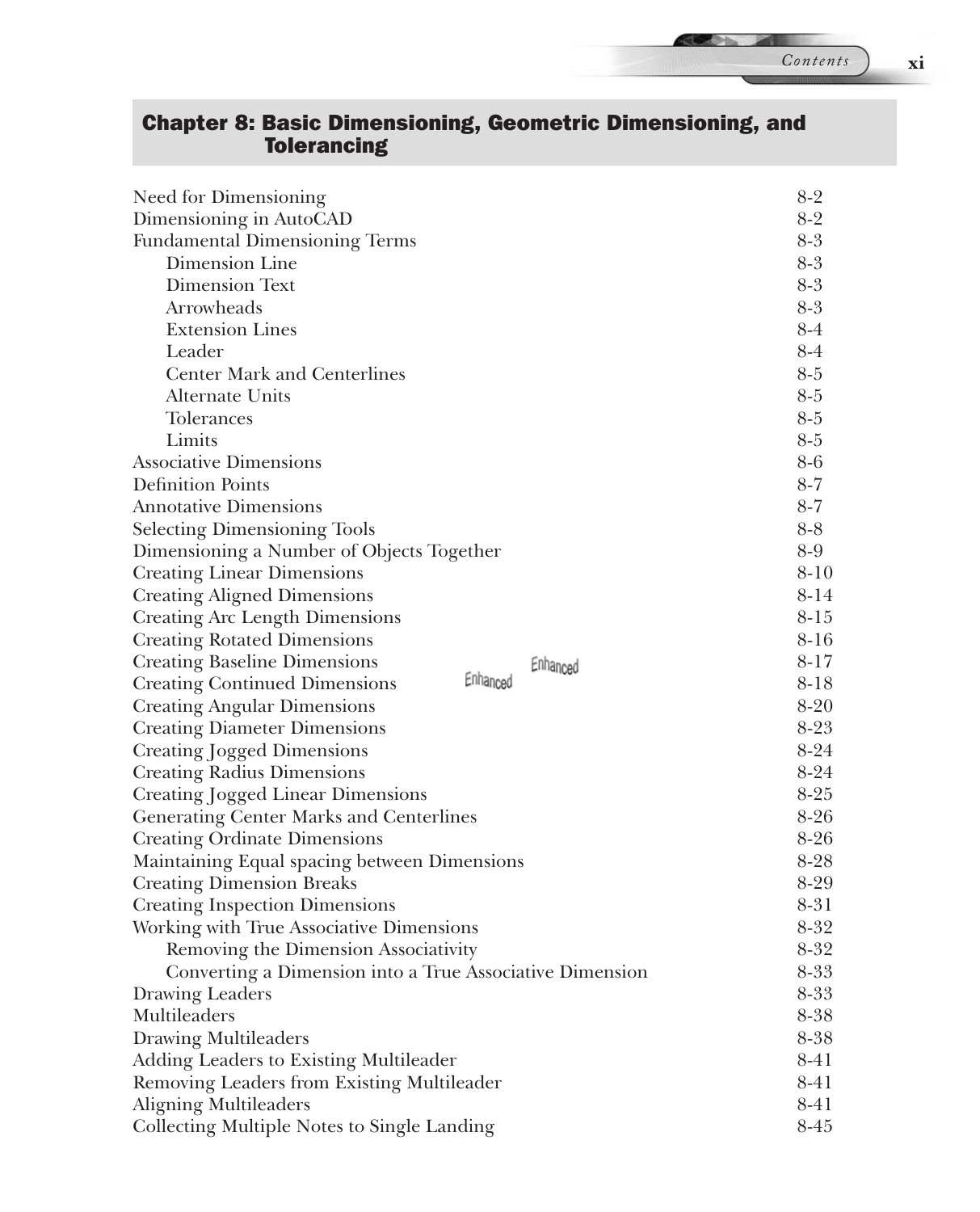## Chapter 8: Basic Dimensioning, Geometric Dimensioning, and Tolerancing

| | |
|---|---|
| Need for Dimensioning | 8-2 |
| Dimensioning in AutoCAD | 8-2 |
| Fundamental Dimensioning Terms | 8-3 |
| &nbsp;&nbsp;&nbsp;&nbsp;Dimension Line | 8-3 |
| &nbsp;&nbsp;&nbsp;&nbsp;Dimension Text | 8-3 |
| &nbsp;&nbsp;&nbsp;&nbsp;Arrowheads | 8-3 |
| &nbsp;&nbsp;&nbsp;&nbsp;Extension Lines | 8-4 |
| &nbsp;&nbsp;&nbsp;&nbsp;Leader | 8-4 |
| &nbsp;&nbsp;&nbsp;&nbsp;Center Mark and Centerlines | 8-5 |
| &nbsp;&nbsp;&nbsp;&nbsp;Alternate Units | 8-5 |
| &nbsp;&nbsp;&nbsp;&nbsp;Tolerances | 8-5 |
| &nbsp;&nbsp;&nbsp;&nbsp;Limits | 8-5 |
| Associative Dimensions | 8-6 |
| Definition Points | 8-7 |
| Annotative Dimensions | 8-7 |
| Selecting Dimensioning Tools | 8-8 |
| Dimensioning a Number of Objects Together | 8-9 |
| Creating Linear Dimensions | 8-10 |
| Creating Aligned Dimensions | 8-14 |
| Creating Arc Length Dimensions | 8-15 |
| Creating Rotated Dimensions | 8-16 |
| Creating Baseline Dimensions *(Enhanced)* | 8-17 |
| Creating Continued Dimensions *(Enhanced)* | 8-18 |
| Creating Angular Dimensions | 8-20 |
| Creating Diameter Dimensions | 8-23 |
| Creating Jogged Dimensions | 8-24 |
| Creating Radius Dimensions | 8-24 |
| Creating Jogged Linear Dimensions | 8-25 |
| Generating Center Marks and Centerlines | 8-26 |
| Creating Ordinate Dimensions | 8-26 |
| Maintaining Equal spacing between Dimensions | 8-28 |
| Creating Dimension Breaks | 8-29 |
| Creating Inspection Dimensions | 8-31 |
| Working with True Associative Dimensions | 8-32 |
| &nbsp;&nbsp;&nbsp;&nbsp;Removing the Dimension Associativity | 8-32 |
| &nbsp;&nbsp;&nbsp;&nbsp;Converting a Dimension into a True Associative Dimension | 8-33 |
| Drawing Leaders | 8-33 |
| Multileaders | 8-38 |
| Drawing Multileaders | 8-38 |
| Adding Leaders to Existing Multileader | 8-41 |
| Removing Leaders from Existing Multileader | 8-41 |
| Aligning Multileaders | 8-41 |
| Collecting Multiple Notes to Single Landing | 8-45 |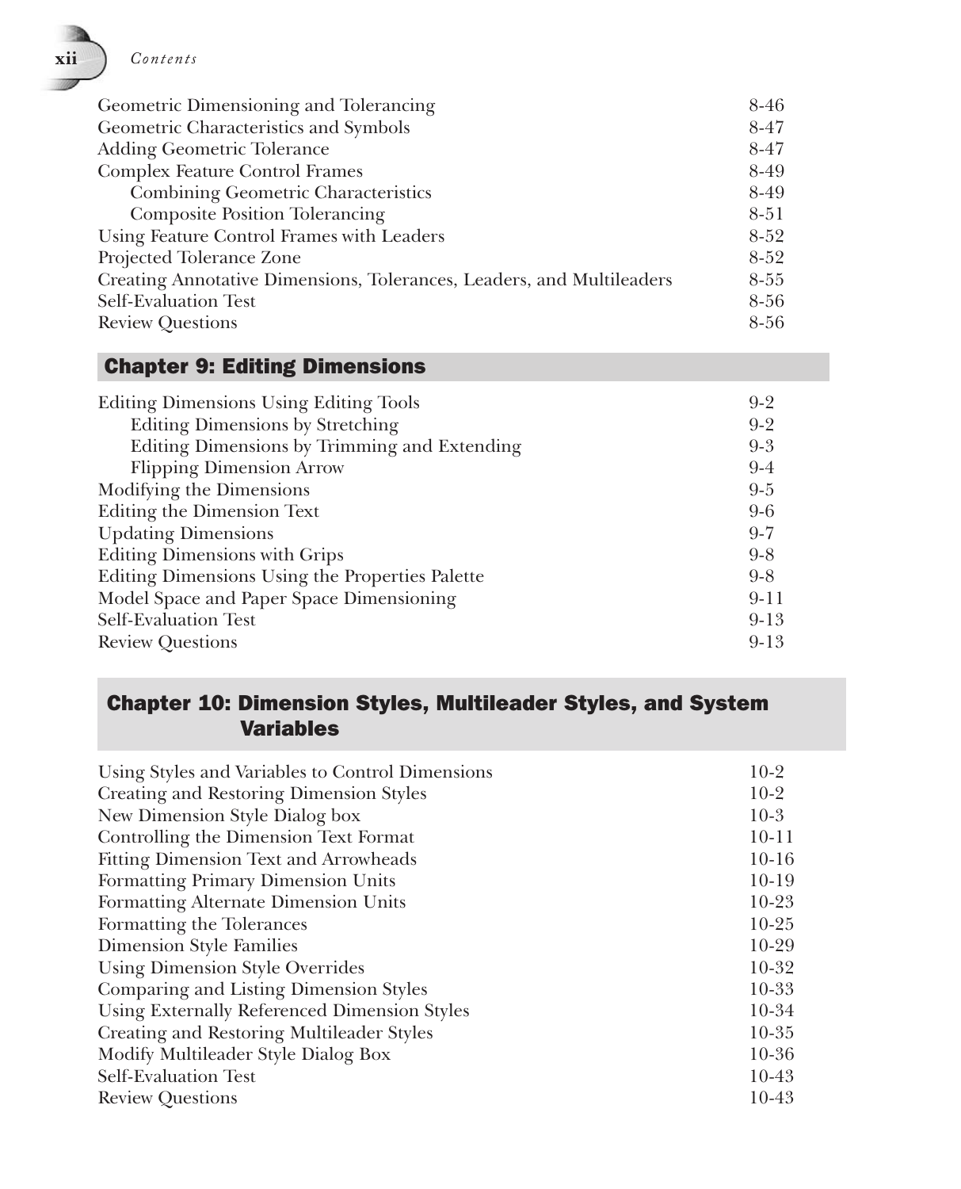| | |
|---|---|
| Geometric Dimensioning and Tolerancing | 8-46 |
| Geometric Characteristics and Symbols | 8-47 |
| Adding Geometric Tolerance | 8-47 |
| Complex Feature Control Frames | 8-49 |
| &nbsp;&nbsp;&nbsp;&nbsp;Combining Geometric Characteristics | 8-49 |
| &nbsp;&nbsp;&nbsp;&nbsp;Composite Position Tolerancing | 8-51 |
| Using Feature Control Frames with Leaders | 8-52 |
| Projected Tolerance Zone | 8-52 |
| Creating Annotative Dimensions, Tolerances, Leaders, and Multileaders | 8-55 |
| Self-Evaluation Test | 8-56 |
| Review Questions | 8-56 |

## Chapter 9: Editing Dimensions

| | |
|---|---|
| Editing Dimensions Using Editing Tools | 9-2 |
| &nbsp;&nbsp;&nbsp;&nbsp;Editing Dimensions by Stretching | 9-2 |
| &nbsp;&nbsp;&nbsp;&nbsp;Editing Dimensions by Trimming and Extending | 9-3 |
| &nbsp;&nbsp;&nbsp;&nbsp;Flipping Dimension Arrow | 9-4 |
| Modifying the Dimensions | 9-5 |
| Editing the Dimension Text | 9-6 |
| Updating Dimensions | 9-7 |
| Editing Dimensions with Grips | 9-8 |
| Editing Dimensions Using the Properties Palette | 9-8 |
| Model Space and Paper Space Dimensioning | 9-11 |
| Self-Evaluation Test | 9-13 |
| Review Questions | 9-13 |

## Chapter 10: Dimension Styles, Multileader Styles, and System Variables

| | |
|---|---|
| Using Styles and Variables to Control Dimensions | 10-2 |
| Creating and Restoring Dimension Styles | 10-2 |
| New Dimension Style Dialog box | 10-3 |
| Controlling the Dimension Text Format | 10-11 |
| Fitting Dimension Text and Arrowheads | 10-16 |
| Formatting Primary Dimension Units | 10-19 |
| Formatting Alternate Dimension Units | 10-23 |
| Formatting the Tolerances | 10-25 |
| Dimension Style Families | 10-29 |
| Using Dimension Style Overrides | 10-32 |
| Comparing and Listing Dimension Styles | 10-33 |
| Using Externally Referenced Dimension Styles | 10-34 |
| Creating and Restoring Multileader Styles | 10-35 |
| Modify Multileader Style Dialog Box | 10-36 |
| Self-Evaluation Test | 10-43 |
| Review Questions | 10-43 |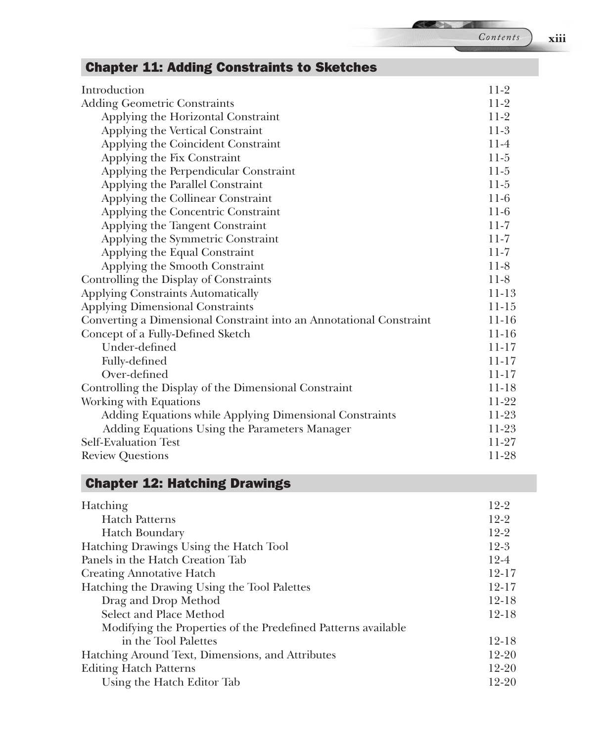## Chapter 11: Adding Constraints to Sketches

| | |
|---|---|
| Introduction | 11-2 |
| Adding Geometric Constraints | 11-2 |
| Applying the Horizontal Constraint | 11-2 |
| Applying the Vertical Constraint | 11-3 |
| Applying the Coincident Constraint | 11-4 |
| Applying the Fix Constraint | 11-5 |
| Applying the Perpendicular Constraint | 11-5 |
| Applying the Parallel Constraint | 11-5 |
| Applying the Collinear Constraint | 11-6 |
| Applying the Concentric Constraint | 11-6 |
| Applying the Tangent Constraint | 11-7 |
| Applying the Symmetric Constraint | 11-7 |
| Applying the Equal Constraint | 11-7 |
| Applying the Smooth Constraint | 11-8 |
| Controlling the Display of Constraints | 11-8 |
| Applying Constraints Automatically | 11-13 |
| Applying Dimensional Constraints | 11-15 |
| Converting a Dimensional Constraint into an Annotational Constraint | 11-16 |
| Concept of a Fully-Defined Sketch | 11-16 |
| Under-defined | 11-17 |
| Fully-defined | 11-17 |
| Over-defined | 11-17 |
| Controlling the Display of the Dimensional Constraint | 11-18 |
| Working with Equations | 11-22 |
| Adding Equations while Applying Dimensional Constraints | 11-23 |
| Adding Equations Using the Parameters Manager | 11-23 |
| Self-Evaluation Test | 11-27 |
| Review Questions | 11-28 |

## Chapter 12: Hatching Drawings

| | |
|---|---|
| Hatching | 12-2 |
| Hatch Patterns | 12-2 |
| Hatch Boundary | 12-2 |
| Hatching Drawings Using the Hatch Tool | 12-3 |
| Panels in the Hatch Creation Tab | 12-4 |
| Creating Annotative Hatch | 12-17 |
| Hatching the Drawing Using the Tool Palettes | 12-17 |
| Drag and Drop Method | 12-18 |
| Select and Place Method | 12-18 |
| Modifying the Properties of the Predefined Patterns available in the Tool Palettes | 12-18 |
| Hatching Around Text, Dimensions, and Attributes | 12-20 |
| Editing Hatch Patterns | 12-20 |
| Using the Hatch Editor Tab | 12-20 |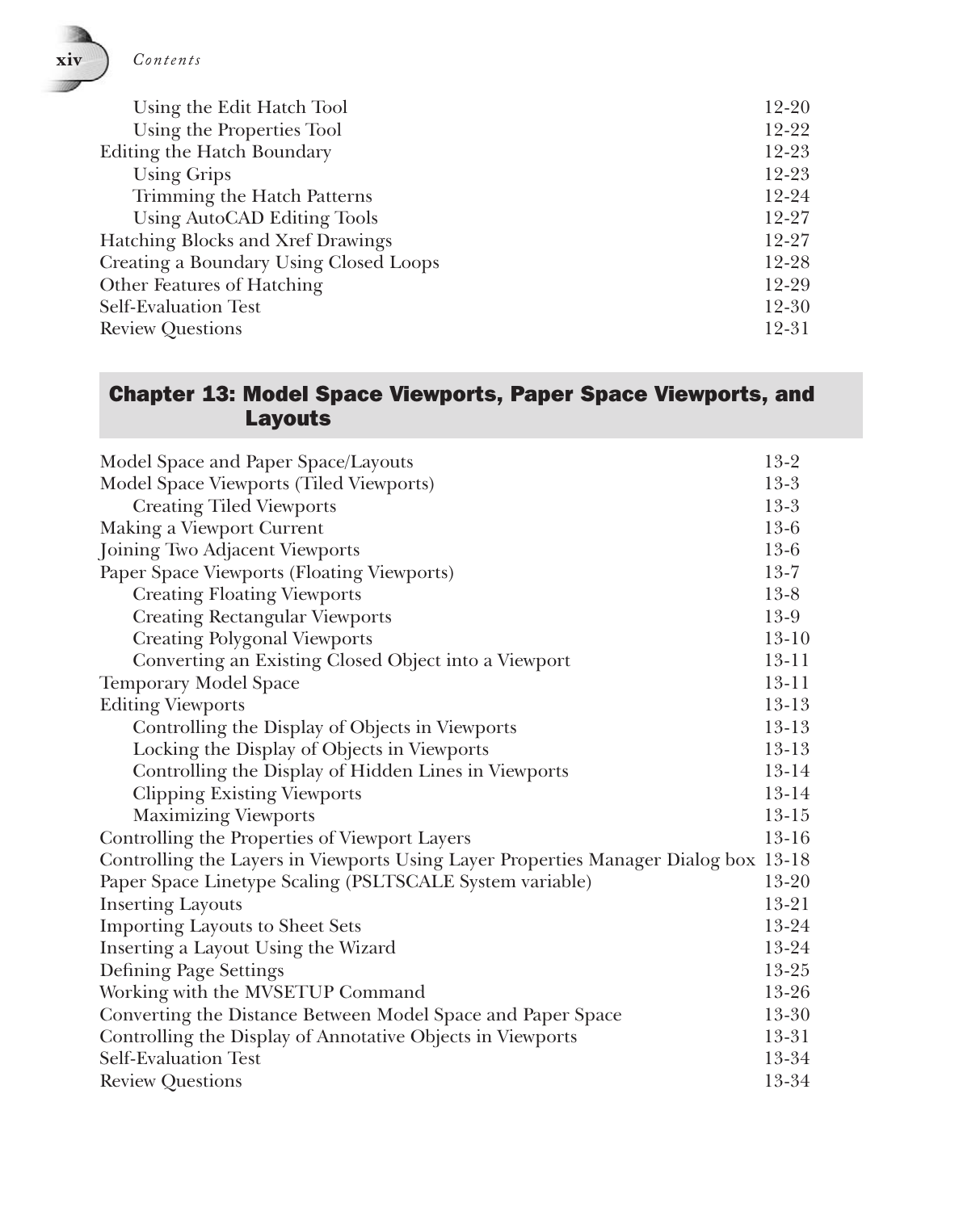| | |
|---|---|
| Using the Edit Hatch Tool | 12-20 |
| Using the Properties Tool | 12-22 |
| Editing the Hatch Boundary | 12-23 |
| Using Grips | 12-23 |
| Trimming the Hatch Patterns | 12-24 |
| Using AutoCAD Editing Tools | 12-27 |
| Hatching Blocks and Xref Drawings | 12-27 |
| Creating a Boundary Using Closed Loops | 12-28 |
| Other Features of Hatching | 12-29 |
| Self-Evaluation Test | 12-30 |
| Review Questions | 12-31 |

## Chapter 13: Model Space Viewports, Paper Space Viewports, and Layouts

| | |
|---|---|
| Model Space and Paper Space/Layouts | 13-2 |
| Model Space Viewports (Tiled Viewports) | 13-3 |
| Creating Tiled Viewports | 13-3 |
| Making a Viewport Current | 13-6 |
| Joining Two Adjacent Viewports | 13-6 |
| Paper Space Viewports (Floating Viewports) | 13-7 |
| Creating Floating Viewports | 13-8 |
| Creating Rectangular Viewports | 13-9 |
| Creating Polygonal Viewports | 13-10 |
| Converting an Existing Closed Object into a Viewport | 13-11 |
| Temporary Model Space | 13-11 |
| Editing Viewports | 13-13 |
| Controlling the Display of Objects in Viewports | 13-13 |
| Locking the Display of Objects in Viewports | 13-13 |
| Controlling the Display of Hidden Lines in Viewports | 13-14 |
| Clipping Existing Viewports | 13-14 |
| Maximizing Viewports | 13-15 |
| Controlling the Properties of Viewport Layers | 13-16 |
| Controlling the Layers in Viewports Using Layer Properties Manager Dialog box | 13-18 |
| Paper Space Linetype Scaling (PSLTSCALE System variable) | 13-20 |
| Inserting Layouts | 13-21 |
| Importing Layouts to Sheet Sets | 13-24 |
| Inserting a Layout Using the Wizard | 13-24 |
| Defining Page Settings | 13-25 |
| Working with the MVSETUP Command | 13-26 |
| Converting the Distance Between Model Space and Paper Space | 13-30 |
| Controlling the Display of Annotative Objects in Viewports | 13-31 |
| Self-Evaluation Test | 13-34 |
| Review Questions | 13-34 |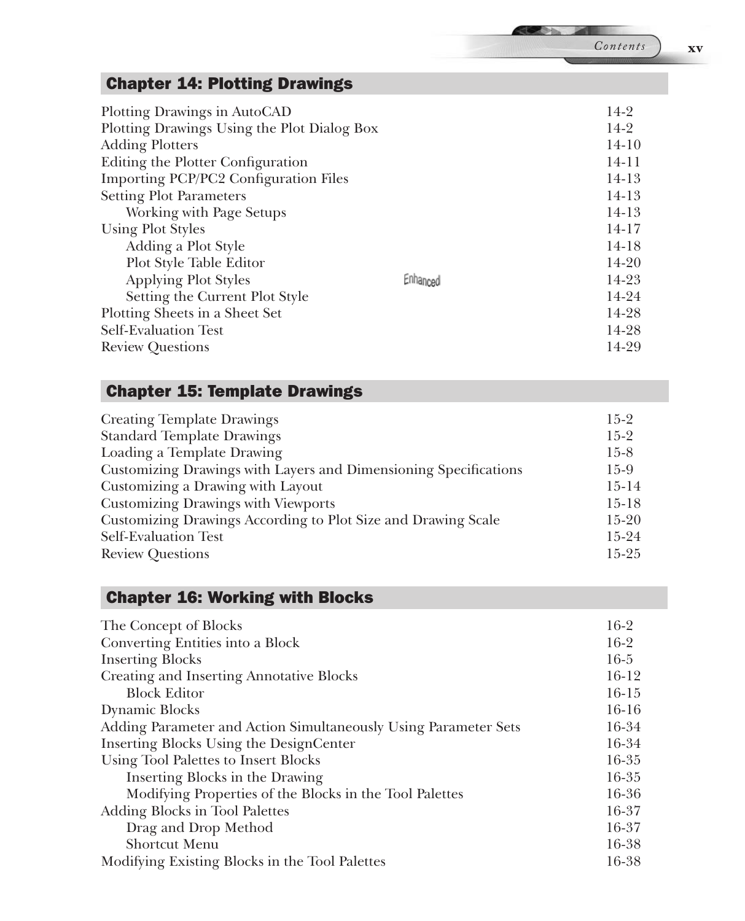## Chapter 14: Plotting Drawings

| | |
|---|---|
| Plotting Drawings in AutoCAD | 14-2 |
| Plotting Drawings Using the Plot Dialog Box | 14-2 |
| Adding Plotters | 14-10 |
| Editing the Plotter Configuration | 14-11 |
| Importing PCP/PC2 Configuration Files | 14-13 |
| Setting Plot Parameters | 14-13 |
| &nbsp;&nbsp;&nbsp;&nbsp;Working with Page Setups | 14-13 |
| Using Plot Styles | 14-17 |
| &nbsp;&nbsp;&nbsp;&nbsp;Adding a Plot Style | 14-18 |
| &nbsp;&nbsp;&nbsp;&nbsp;Plot Style Table Editor | 14-20 |
| &nbsp;&nbsp;&nbsp;&nbsp;Applying Plot Styles *Enhanced* | 14-23 |
| &nbsp;&nbsp;&nbsp;&nbsp;Setting the Current Plot Style | 14-24 |
| Plotting Sheets in a Sheet Set | 14-28 |
| Self-Evaluation Test | 14-28 |
| Review Questions | 14-29 |

## Chapter 15: Template Drawings

| | |
|---|---|
| Creating Template Drawings | 15-2 |
| Standard Template Drawings | 15-2 |
| Loading a Template Drawing | 15-8 |
| Customizing Drawings with Layers and Dimensioning Specifications | 15-9 |
| Customizing a Drawing with Layout | 15-14 |
| Customizing Drawings with Viewports | 15-18 |
| Customizing Drawings According to Plot Size and Drawing Scale | 15-20 |
| Self-Evaluation Test | 15-24 |
| Review Questions | 15-25 |

## Chapter 16: Working with Blocks

| | |
|---|---|
| The Concept of Blocks | 16-2 |
| Converting Entities into a Block | 16-2 |
| Inserting Blocks | 16-5 |
| Creating and Inserting Annotative Blocks | 16-12 |
| &nbsp;&nbsp;&nbsp;&nbsp;Block Editor | 16-15 |
| Dynamic Blocks | 16-16 |
| Adding Parameter and Action Simultaneously Using Parameter Sets | 16-34 |
| Inserting Blocks Using the DesignCenter | 16-34 |
| Using Tool Palettes to Insert Blocks | 16-35 |
| &nbsp;&nbsp;&nbsp;&nbsp;Inserting Blocks in the Drawing | 16-35 |
| &nbsp;&nbsp;&nbsp;&nbsp;Modifying Properties of the Blocks in the Tool Palettes | 16-36 |
| Adding Blocks in Tool Palettes | 16-37 |
| &nbsp;&nbsp;&nbsp;&nbsp;Drag and Drop Method | 16-37 |
| &nbsp;&nbsp;&nbsp;&nbsp;Shortcut Menu | 16-38 |
| Modifying Existing Blocks in the Tool Palettes | 16-38 |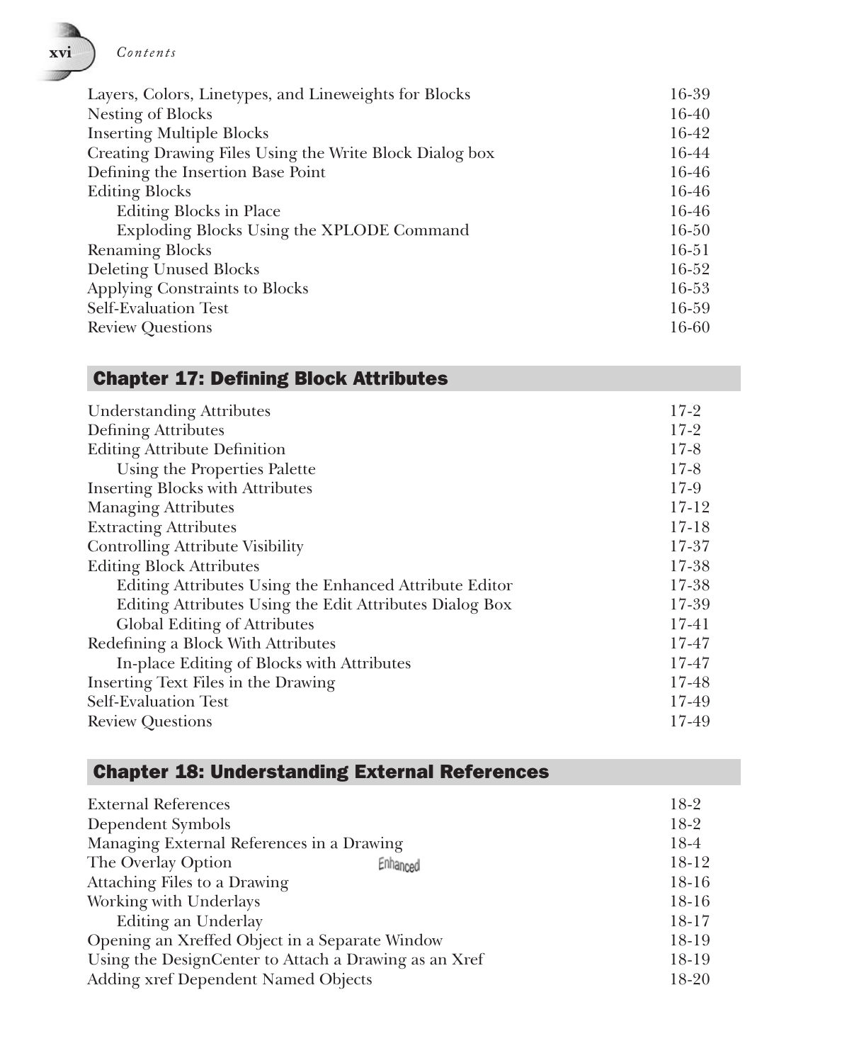| | |
|---|---|
| Layers, Colors, Linetypes, and Lineweights for Blocks | 16-39 |
| Nesting of Blocks | 16-40 |
| Inserting Multiple Blocks | 16-42 |
| Creating Drawing Files Using the Write Block Dialog box | 16-44 |
| Defining the Insertion Base Point | 16-46 |
| Editing Blocks | 16-46 |
| &nbsp;&nbsp;&nbsp;&nbsp;Editing Blocks in Place | 16-46 |
| &nbsp;&nbsp;&nbsp;&nbsp;Exploding Blocks Using the XPLODE Command | 16-50 |
| Renaming Blocks | 16-51 |
| Deleting Unused Blocks | 16-52 |
| Applying Constraints to Blocks | 16-53 |
| Self-Evaluation Test | 16-59 |
| Review Questions | 16-60 |

## Chapter 17: Defining Block Attributes

| | |
|---|---|
| Understanding Attributes | 17-2 |
| Defining Attributes | 17-2 |
| Editing Attribute Definition | 17-8 |
| &nbsp;&nbsp;&nbsp;&nbsp;Using the Properties Palette | 17-8 |
| Inserting Blocks with Attributes | 17-9 |
| Managing Attributes | 17-12 |
| Extracting Attributes | 17-18 |
| Controlling Attribute Visibility | 17-37 |
| Editing Block Attributes | 17-38 |
| &nbsp;&nbsp;&nbsp;&nbsp;Editing Attributes Using the Enhanced Attribute Editor | 17-38 |
| &nbsp;&nbsp;&nbsp;&nbsp;Editing Attributes Using the Edit Attributes Dialog Box | 17-39 |
| &nbsp;&nbsp;&nbsp;&nbsp;Global Editing of Attributes | 17-41 |
| Redefining a Block With Attributes | 17-47 |
| &nbsp;&nbsp;&nbsp;&nbsp;In-place Editing of Blocks with Attributes | 17-47 |
| Inserting Text Files in the Drawing | 17-48 |
| Self-Evaluation Test | 17-49 |
| Review Questions | 17-49 |

## Chapter 18: Understanding External References

| | |
|---|---|
| External References | 18-2 |
| Dependent Symbols | 18-2 |
| Managing External References in a Drawing | 18-4 |
| The Overlay Option *Enhanced* | 18-12 |
| Attaching Files to a Drawing | 18-16 |
| Working with Underlays | 18-16 |
| &nbsp;&nbsp;&nbsp;&nbsp;Editing an Underlay | 18-17 |
| Opening an Xreffed Object in a Separate Window | 18-19 |
| Using the DesignCenter to Attach a Drawing as an Xref | 18-19 |
| Adding xref Dependent Named Objects | 18-20 |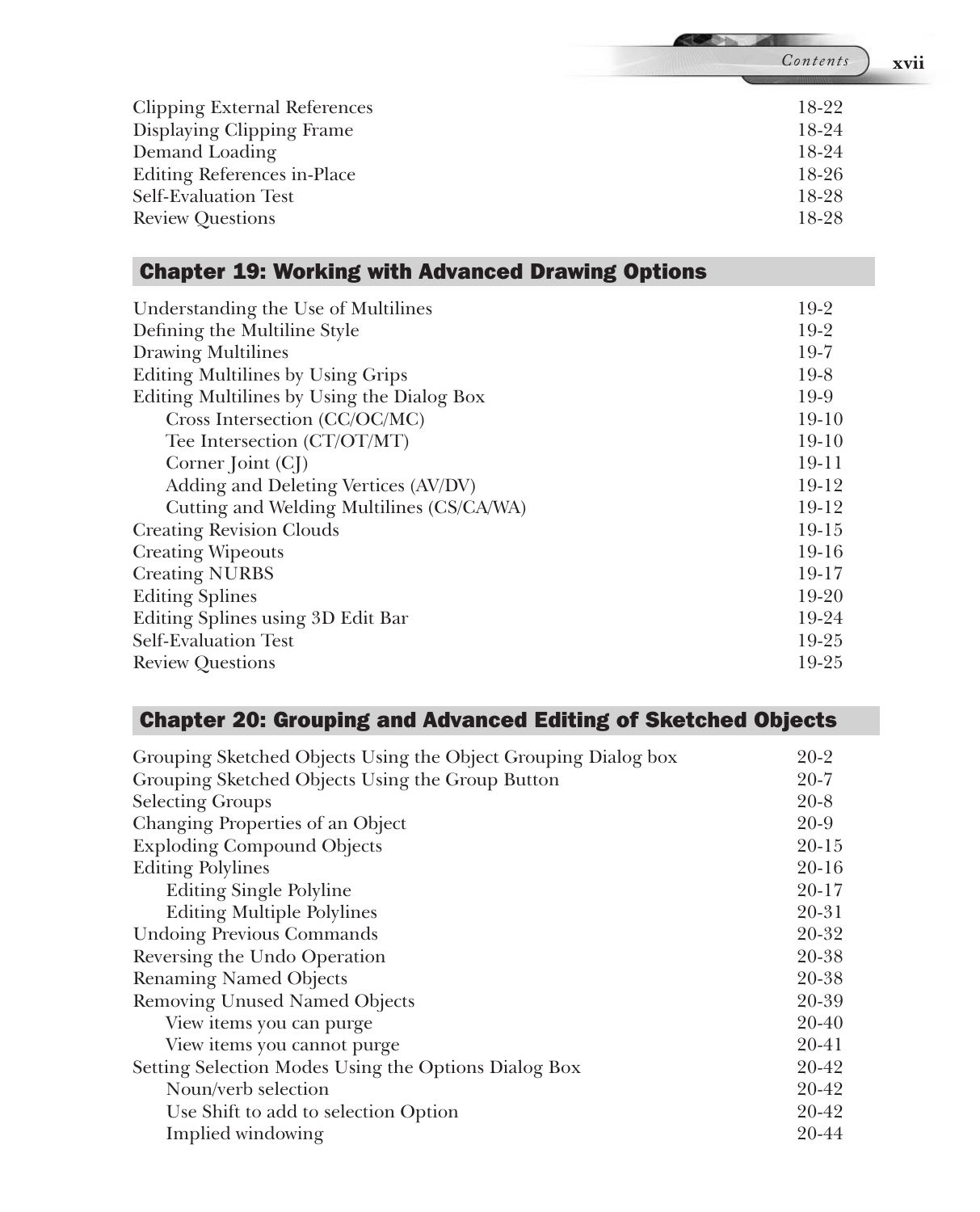| | |
|---|---|
| Clipping External References | 18-22 |
| Displaying Clipping Frame | 18-24 |
| Demand Loading | 18-24 |
| Editing References in-Place | 18-26 |
| Self-Evaluation Test | 18-28 |
| Review Questions | 18-28 |

## Chapter 19: Working with Advanced Drawing Options

| | |
|---|---|
| Understanding the Use of Multilines | 19-2 |
| Defining the Multiline Style | 19-2 |
| Drawing Multilines | 19-7 |
| Editing Multilines by Using Grips | 19-8 |
| Editing Multilines by Using the Dialog Box | 19-9 |
| &nbsp;&nbsp;&nbsp;&nbsp;Cross Intersection (CC/OC/MC) | 19-10 |
| &nbsp;&nbsp;&nbsp;&nbsp;Tee Intersection (CT/OT/MT) | 19-10 |
| &nbsp;&nbsp;&nbsp;&nbsp;Corner Joint (CJ) | 19-11 |
| &nbsp;&nbsp;&nbsp;&nbsp;Adding and Deleting Vertices (AV/DV) | 19-12 |
| &nbsp;&nbsp;&nbsp;&nbsp;Cutting and Welding Multilines (CS/CA/WA) | 19-12 |
| Creating Revision Clouds | 19-15 |
| Creating Wipeouts | 19-16 |
| Creating NURBS | 19-17 |
| Editing Splines | 19-20 |
| Editing Splines using 3D Edit Bar | 19-24 |
| Self-Evaluation Test | 19-25 |
| Review Questions | 19-25 |

## Chapter 20: Grouping and Advanced Editing of Sketched Objects

| | |
|---|---|
| Grouping Sketched Objects Using the Object Grouping Dialog box | 20-2 |
| Grouping Sketched Objects Using the Group Button | 20-7 |
| Selecting Groups | 20-8 |
| Changing Properties of an Object | 20-9 |
| Exploding Compound Objects | 20-15 |
| Editing Polylines | 20-16 |
| &nbsp;&nbsp;&nbsp;&nbsp;Editing Single Polyline | 20-17 |
| &nbsp;&nbsp;&nbsp;&nbsp;Editing Multiple Polylines | 20-31 |
| Undoing Previous Commands | 20-32 |
| Reversing the Undo Operation | 20-38 |
| Renaming Named Objects | 20-38 |
| Removing Unused Named Objects | 20-39 |
| &nbsp;&nbsp;&nbsp;&nbsp;View items you can purge | 20-40 |
| &nbsp;&nbsp;&nbsp;&nbsp;View items you cannot purge | 20-41 |
| Setting Selection Modes Using the Options Dialog Box | 20-42 |
| &nbsp;&nbsp;&nbsp;&nbsp;Noun/verb selection | 20-42 |
| &nbsp;&nbsp;&nbsp;&nbsp;Use Shift to add to selection Option | 20-42 |
| &nbsp;&nbsp;&nbsp;&nbsp;Implied windowing | 20-44 |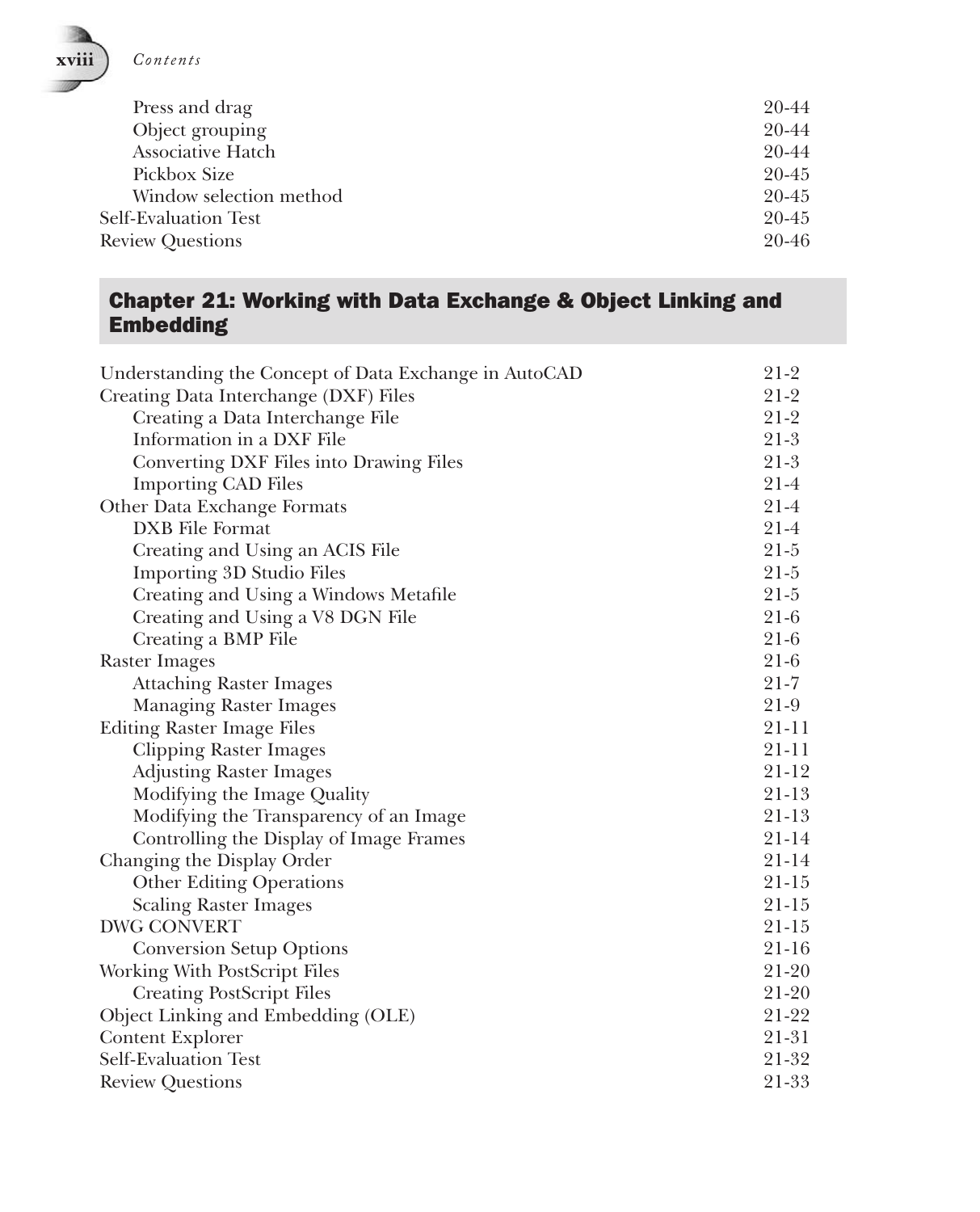| | |
|---|---|
| Press and drag | 20-44 |
| Object grouping | 20-44 |
| Associative Hatch | 20-44 |
| Pickbox Size | 20-45 |
| Window selection method | 20-45 |
| Self-Evaluation Test | 20-45 |
| Review Questions | 20-46 |

## Chapter 21: Working with Data Exchange & Object Linking and Embedding

| | |
|---|---|
| Understanding the Concept of Data Exchange in AutoCAD | 21-2 |
| Creating Data Interchange (DXF) Files | 21-2 |
| Creating a Data Interchange File | 21-2 |
| Information in a DXF File | 21-3 |
| Converting DXF Files into Drawing Files | 21-3 |
| Importing CAD Files | 21-4 |
| Other Data Exchange Formats | 21-4 |
| DXB File Format | 21-4 |
| Creating and Using an ACIS File | 21-5 |
| Importing 3D Studio Files | 21-5 |
| Creating and Using a Windows Metafile | 21-5 |
| Creating and Using a V8 DGN File | 21-6 |
| Creating a BMP File | 21-6 |
| Raster Images | 21-6 |
| Attaching Raster Images | 21-7 |
| Managing Raster Images | 21-9 |
| Editing Raster Image Files | 21-11 |
| Clipping Raster Images | 21-11 |
| Adjusting Raster Images | 21-12 |
| Modifying the Image Quality | 21-13 |
| Modifying the Transparency of an Image | 21-13 |
| Controlling the Display of Image Frames | 21-14 |
| Changing the Display Order | 21-14 |
| Other Editing Operations | 21-15 |
| Scaling Raster Images | 21-15 |
| DWG CONVERT | 21-15 |
| Conversion Setup Options | 21-16 |
| Working With PostScript Files | 21-20 |
| Creating PostScript Files | 21-20 |
| Object Linking and Embedding (OLE) | 21-22 |
| Content Explorer | 21-31 |
| Self-Evaluation Test | 21-32 |
| Review Questions | 21-33 |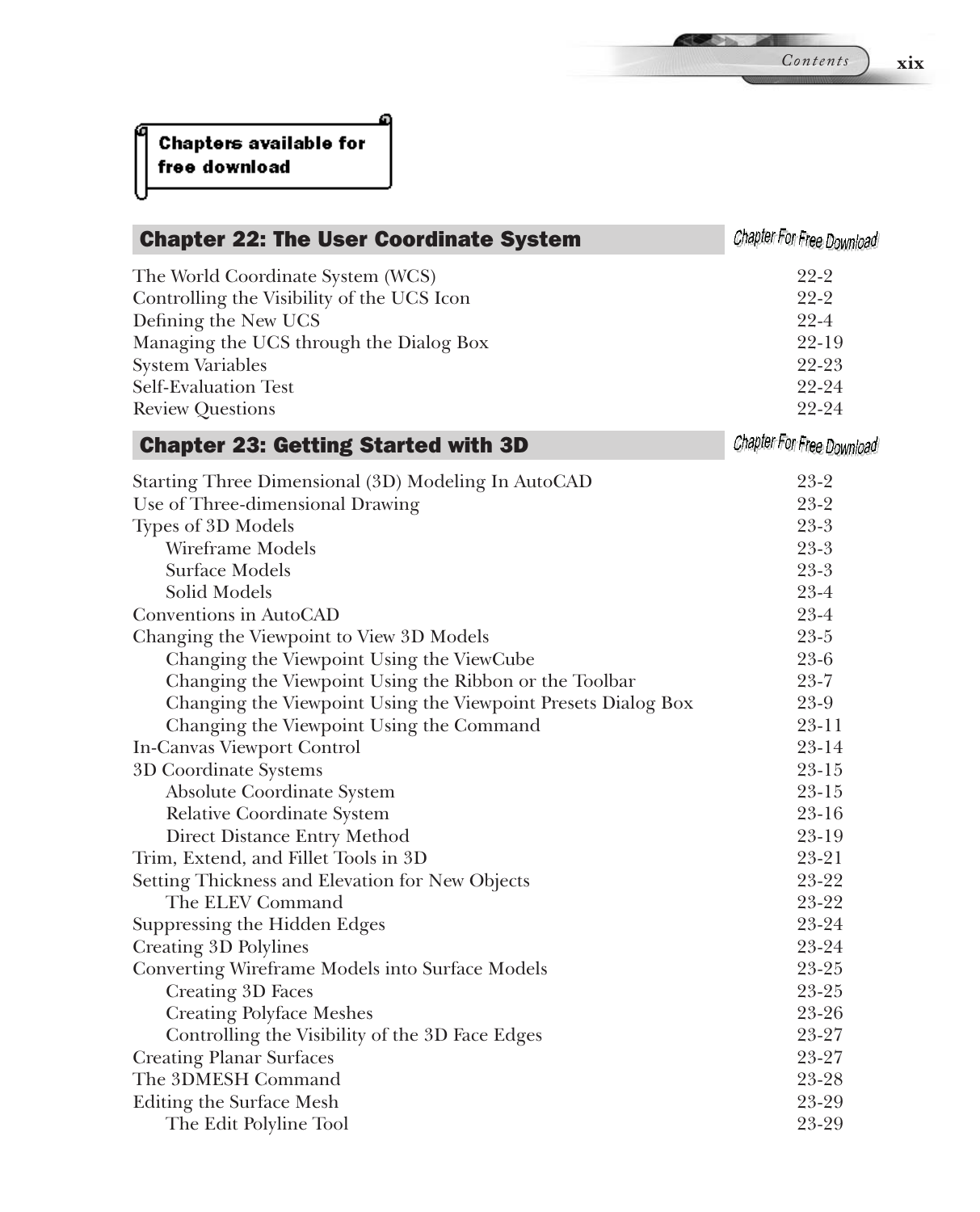**Chapters available for free download**

## Chapter 22: The User Coordinate System

*Chapter For Free Download*

| | |
|---|---|
| The World Coordinate System (WCS) | 22-2 |
| Controlling the Visibility of the UCS Icon | 22-2 |
| Defining the New UCS | 22-4 |
| Managing the UCS through the Dialog Box | 22-19 |
| System Variables | 22-23 |
| Self-Evaluation Test | 22-24 |
| Review Questions | 22-24 |

## Chapter 23: Getting Started with 3D

*Chapter For Free Download*

| | |
|---|---|
| Starting Three Dimensional (3D) Modeling In AutoCAD | 23-2 |
| Use of Three-dimensional Drawing | 23-2 |
| Types of 3D Models | 23-3 |
| &nbsp;&nbsp;&nbsp;&nbsp;Wireframe Models | 23-3 |
| &nbsp;&nbsp;&nbsp;&nbsp;Surface Models | 23-3 |
| &nbsp;&nbsp;&nbsp;&nbsp;Solid Models | 23-4 |
| Conventions in AutoCAD | 23-4 |
| Changing the Viewpoint to View 3D Models | 23-5 |
| &nbsp;&nbsp;&nbsp;&nbsp;Changing the Viewpoint Using the ViewCube | 23-6 |
| &nbsp;&nbsp;&nbsp;&nbsp;Changing the Viewpoint Using the Ribbon or the Toolbar | 23-7 |
| &nbsp;&nbsp;&nbsp;&nbsp;Changing the Viewpoint Using the Viewpoint Presets Dialog Box | 23-9 |
| &nbsp;&nbsp;&nbsp;&nbsp;Changing the Viewpoint Using the Command | 23-11 |
| In-Canvas Viewport Control | 23-14 |
| 3D Coordinate Systems | 23-15 |
| &nbsp;&nbsp;&nbsp;&nbsp;Absolute Coordinate System | 23-15 |
| &nbsp;&nbsp;&nbsp;&nbsp;Relative Coordinate System | 23-16 |
| &nbsp;&nbsp;&nbsp;&nbsp;Direct Distance Entry Method | 23-19 |
| Trim, Extend, and Fillet Tools in 3D | 23-21 |
| Setting Thickness and Elevation for New Objects | 23-22 |
| &nbsp;&nbsp;&nbsp;&nbsp;The ELEV Command | 23-22 |
| Suppressing the Hidden Edges | 23-24 |
| Creating 3D Polylines | 23-24 |
| Converting Wireframe Models into Surface Models | 23-25 |
| &nbsp;&nbsp;&nbsp;&nbsp;Creating 3D Faces | 23-25 |
| &nbsp;&nbsp;&nbsp;&nbsp;Creating Polyface Meshes | 23-26 |
| &nbsp;&nbsp;&nbsp;&nbsp;Controlling the Visibility of the 3D Face Edges | 23-27 |
| Creating Planar Surfaces | 23-27 |
| The 3DMESH Command | 23-28 |
| Editing the Surface Mesh | 23-29 |
| &nbsp;&nbsp;&nbsp;&nbsp;The Edit Polyline Tool | 23-29 |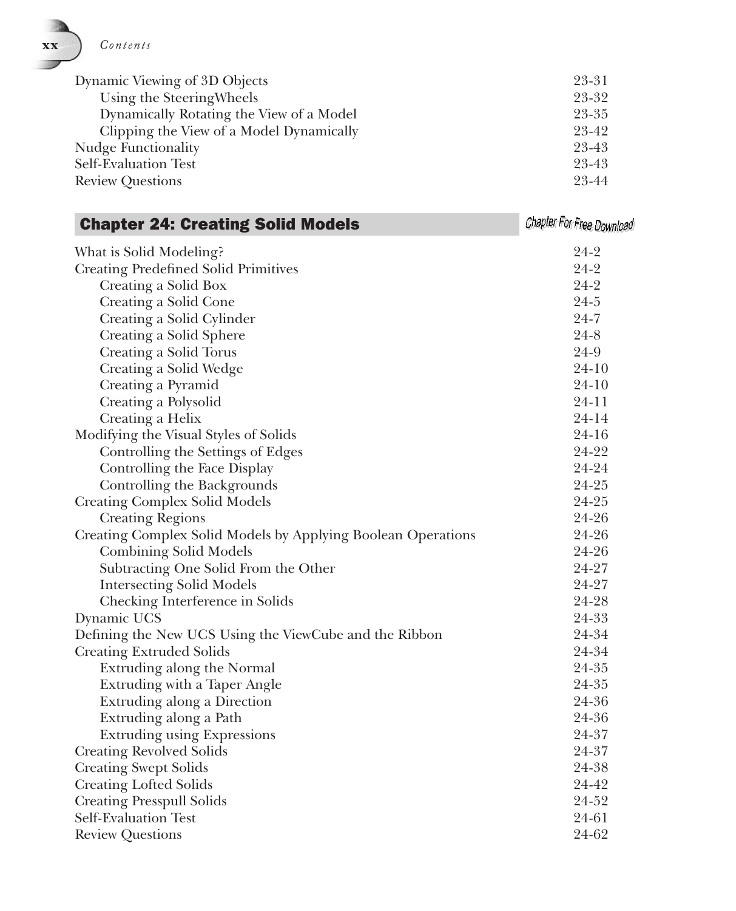| | |
|---|---|
| Dynamic Viewing of 3D Objects | 23-31 |
| Using the SteeringWheels | 23-32 |
| Dynamically Rotating the View of a Model | 23-35 |
| Clipping the View of a Model Dynamically | 23-42 |
| Nudge Functionality | 23-43 |
| Self-Evaluation Test | 23-43 |
| Review Questions | 23-44 |

## Chapter 24: Creating Solid Models

*Chapter For Free Download*

| | |
|---|---|
| What is Solid Modeling? | 24-2 |
| Creating Predefined Solid Primitives | 24-2 |
| Creating a Solid Box | 24-2 |
| Creating a Solid Cone | 24-5 |
| Creating a Solid Cylinder | 24-7 |
| Creating a Solid Sphere | 24-8 |
| Creating a Solid Torus | 24-9 |
| Creating a Solid Wedge | 24-10 |
| Creating a Pyramid | 24-10 |
| Creating a Polysolid | 24-11 |
| Creating a Helix | 24-14 |
| Modifying the Visual Styles of Solids | 24-16 |
| Controlling the Settings of Edges | 24-22 |
| Controlling the Face Display | 24-24 |
| Controlling the Backgrounds | 24-25 |
| Creating Complex Solid Models | 24-25 |
| Creating Regions | 24-26 |
| Creating Complex Solid Models by Applying Boolean Operations | 24-26 |
| Combining Solid Models | 24-26 |
| Subtracting One Solid From the Other | 24-27 |
| Intersecting Solid Models | 24-27 |
| Checking Interference in Solids | 24-28 |
| Dynamic UCS | 24-33 |
| Defining the New UCS Using the ViewCube and the Ribbon | 24-34 |
| Creating Extruded Solids | 24-34 |
| Extruding along the Normal | 24-35 |
| Extruding with a Taper Angle | 24-35 |
| Extruding along a Direction | 24-36 |
| Extruding along a Path | 24-36 |
| Extruding using Expressions | 24-37 |
| Creating Revolved Solids | 24-37 |
| Creating Swept Solids | 24-38 |
| Creating Lofted Solids | 24-42 |
| Creating Presspull Solids | 24-52 |
| Self-Evaluation Test | 24-61 |
| Review Questions | 24-62 |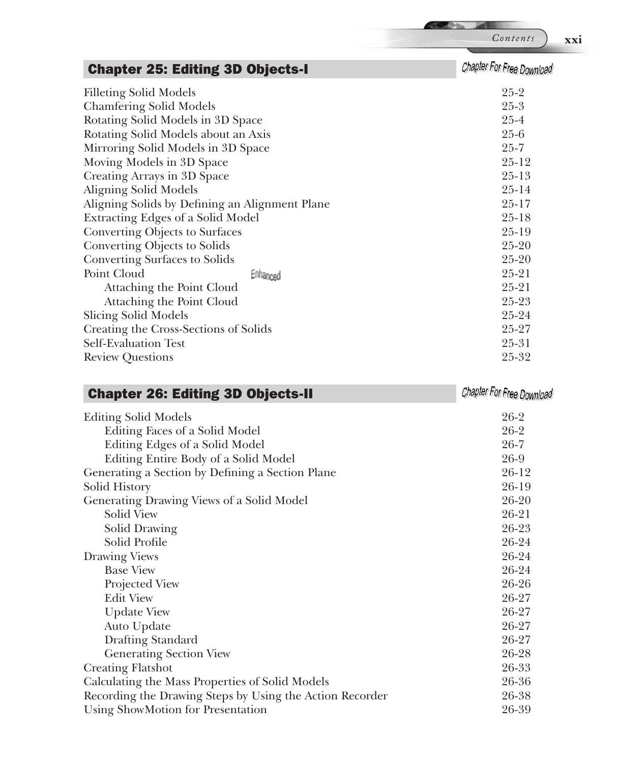## Chapter 25: Editing 3D Objects-I

*Chapter For Free Download*

| | |
|---|---|
| Filleting Solid Models | 25-2 |
| Chamfering Solid Models | 25-3 |
| Rotating Solid Models in 3D Space | 25-4 |
| Rotating Solid Models about an Axis | 25-6 |
| Mirroring Solid Models in 3D Space | 25-7 |
| Moving Models in 3D Space | 25-12 |
| Creating Arrays in 3D Space | 25-13 |
| Aligning Solid Models | 25-14 |
| Aligning Solids by Defining an Alignment Plane | 25-17 |
| Extracting Edges of a Solid Model | 25-18 |
| Converting Objects to Surfaces | 25-19 |
| Converting Objects to Solids | 25-20 |
| Converting Surfaces to Solids | 25-20 |
| Point Cloud *Enhanced* | 25-21 |
| &nbsp;&nbsp;&nbsp;&nbsp;Attaching the Point Cloud | 25-21 |
| &nbsp;&nbsp;&nbsp;&nbsp;Attaching the Point Cloud | 25-23 |
| Slicing Solid Models | 25-24 |
| Creating the Cross-Sections of Solids | 25-27 |
| Self-Evaluation Test | 25-31 |
| Review Questions | 25-32 |

## Chapter 26: Editing 3D Objects-II

*Chapter For Free Download*

| | |
|---|---|
| Editing Solid Models | 26-2 |
| &nbsp;&nbsp;&nbsp;&nbsp;Editing Faces of a Solid Model | 26-2 |
| &nbsp;&nbsp;&nbsp;&nbsp;Editing Edges of a Solid Model | 26-7 |
| &nbsp;&nbsp;&nbsp;&nbsp;Editing Entire Body of a Solid Model | 26-9 |
| Generating a Section by Defining a Section Plane | 26-12 |
| Solid History | 26-19 |
| Generating Drawing Views of a Solid Model | 26-20 |
| &nbsp;&nbsp;&nbsp;&nbsp;Solid View | 26-21 |
| &nbsp;&nbsp;&nbsp;&nbsp;Solid Drawing | 26-23 |
| &nbsp;&nbsp;&nbsp;&nbsp;Solid Profile | 26-24 |
| Drawing Views | 26-24 |
| &nbsp;&nbsp;&nbsp;&nbsp;Base View | 26-24 |
| &nbsp;&nbsp;&nbsp;&nbsp;Projected View | 26-26 |
| &nbsp;&nbsp;&nbsp;&nbsp;Edit View | 26-27 |
| &nbsp;&nbsp;&nbsp;&nbsp;Update View | 26-27 |
| &nbsp;&nbsp;&nbsp;&nbsp;Auto Update | 26-27 |
| &nbsp;&nbsp;&nbsp;&nbsp;Drafting Standard | 26-27 |
| &nbsp;&nbsp;&nbsp;&nbsp;Generating Section View | 26-28 |
| Creating Flatshot | 26-33 |
| Calculating the Mass Properties of Solid Models | 26-36 |
| Recording the Drawing Steps by Using the Action Recorder | 26-38 |
| Using ShowMotion for Presentation | 26-39 |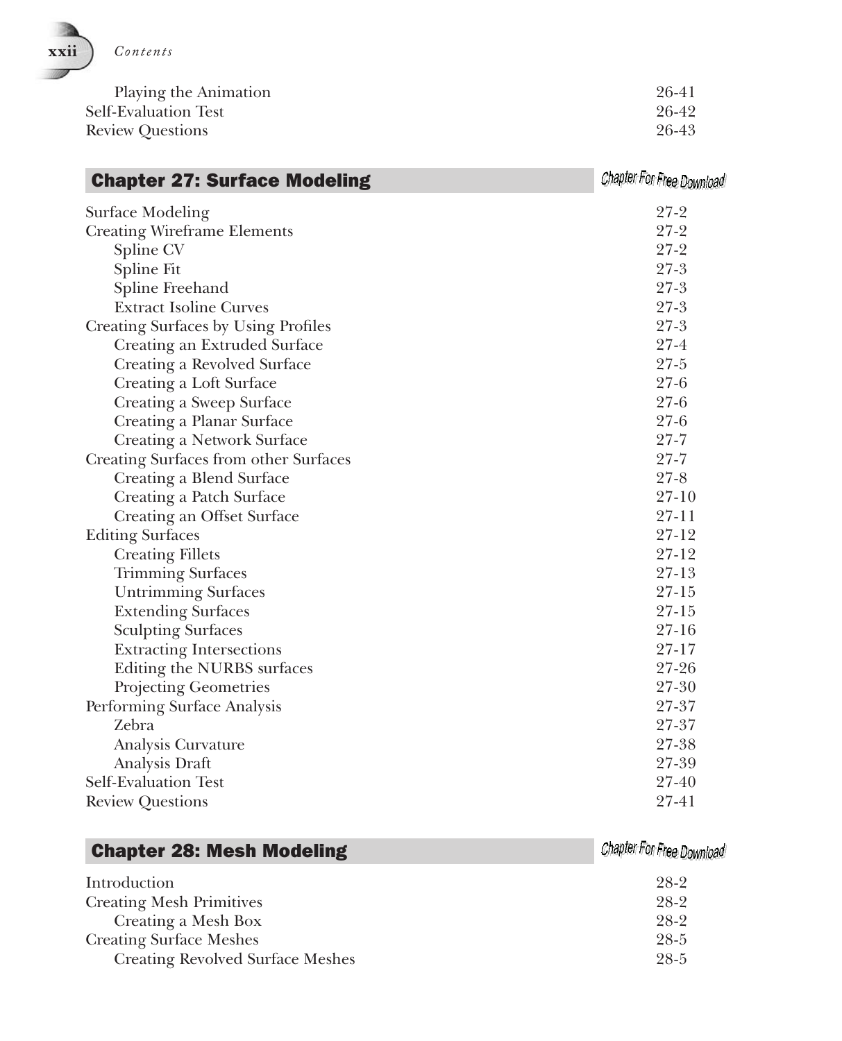| | |
|---|---|
| Playing the Animation | 26-41 |
| Self-Evaluation Test | 26-42 |
| Review Questions | 26-43 |

## Chapter 27: Surface Modeling

*Chapter For Free Download*

| | |
|---|---|
| Surface Modeling | 27-2 |
| Creating Wireframe Elements | 27-2 |
| Spline CV | 27-2 |
| Spline Fit | 27-3 |
| Spline Freehand | 27-3 |
| Extract Isoline Curves | 27-3 |
| Creating Surfaces by Using Profiles | 27-3 |
| Creating an Extruded Surface | 27-4 |
| Creating a Revolved Surface | 27-5 |
| Creating a Loft Surface | 27-6 |
| Creating a Sweep Surface | 27-6 |
| Creating a Planar Surface | 27-6 |
| Creating a Network Surface | 27-7 |
| Creating Surfaces from other Surfaces | 27-7 |
| Creating a Blend Surface | 27-8 |
| Creating a Patch Surface | 27-10 |
| Creating an Offset Surface | 27-11 |
| Editing Surfaces | 27-12 |
| Creating Fillets | 27-12 |
| Trimming Surfaces | 27-13 |
| Untrimming Surfaces | 27-15 |
| Extending Surfaces | 27-15 |
| Sculpting Surfaces | 27-16 |
| Extracting Intersections | 27-17 |
| Editing the NURBS surfaces | 27-26 |
| Projecting Geometries | 27-30 |
| Performing Surface Analysis | 27-37 |
| Zebra | 27-37 |
| Analysis Curvature | 27-38 |
| Analysis Draft | 27-39 |
| Self-Evaluation Test | 27-40 |
| Review Questions | 27-41 |

## Chapter 28: Mesh Modeling

*Chapter For Free Download*

| | |
|---|---|
| Introduction | 28-2 |
| Creating Mesh Primitives | 28-2 |
| Creating a Mesh Box | 28-2 |
| Creating Surface Meshes | 28-5 |
| Creating Revolved Surface Meshes | 28-5 |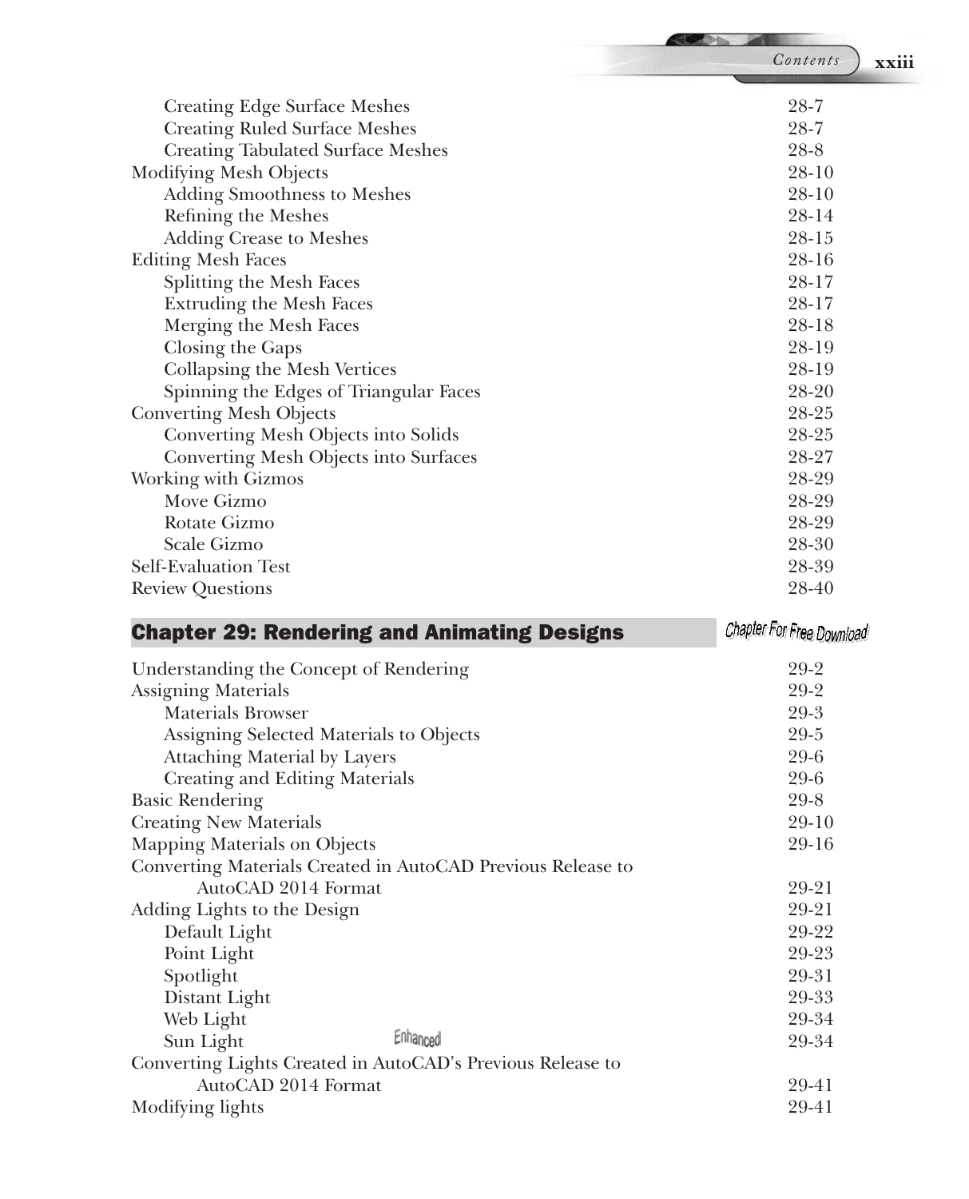| | |
|---|---|
| Creating Edge Surface Meshes | 28-7 |
| Creating Ruled Surface Meshes | 28-7 |
| Creating Tabulated Surface Meshes | 28-8 |
| Modifying Mesh Objects | 28-10 |
| Adding Smoothness to Meshes | 28-10 |
| Refining the Meshes | 28-14 |
| Adding Crease to Meshes | 28-15 |
| Editing Mesh Faces | 28-16 |
| Splitting the Mesh Faces | 28-17 |
| Extruding the Mesh Faces | 28-17 |
| Merging the Mesh Faces | 28-18 |
| Closing the Gaps | 28-19 |
| Collapsing the Mesh Vertices | 28-19 |
| Spinning the Edges of Triangular Faces | 28-20 |
| Converting Mesh Objects | 28-25 |
| Converting Mesh Objects into Solids | 28-25 |
| Converting Mesh Objects into Surfaces | 28-27 |
| Working with Gizmos | 28-29 |
| Move Gizmo | 28-29 |
| Rotate Gizmo | 28-29 |
| Scale Gizmo | 28-30 |
| Self-Evaluation Test | 28-39 |
| Review Questions | 28-40 |

## Chapter 29: Rendering and Animating Designs

*Chapter For Free Download*

| | |
|---|---|
| Understanding the Concept of Rendering | 29-2 |
| Assigning Materials | 29-2 |
| Materials Browser | 29-3 |
| Assigning Selected Materials to Objects | 29-5 |
| Attaching Material by Layers | 29-6 |
| Creating and Editing Materials | 29-6 |
| Basic Rendering | 29-8 |
| Creating New Materials | 29-10 |
| Mapping Materials on Objects | 29-16 |
| Converting Materials Created in AutoCAD Previous Release to AutoCAD 2014 Format | 29-21 |
| Adding Lights to the Design | 29-21 |
| Default Light | 29-22 |
| Point Light | 29-23 |
| Spotlight | 29-31 |
| Distant Light | 29-33 |
| Web Light | 29-34 |
| Sun Light *Enhanced* | 29-34 |
| Converting Lights Created in AutoCAD's Previous Release to AutoCAD 2014 Format | 29-41 |
| Modifying lights | 29-41 |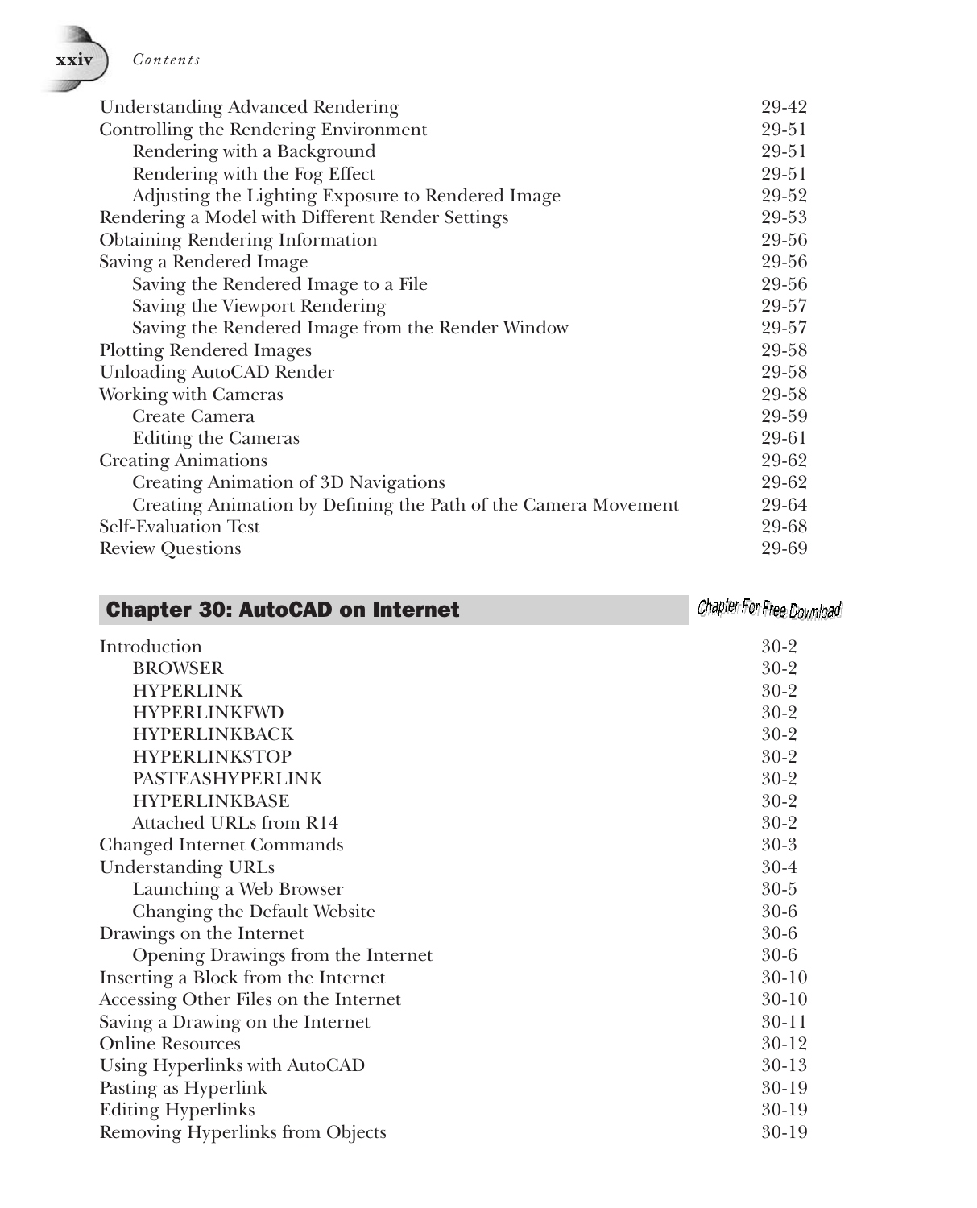| | |
|---|---|
| Understanding Advanced Rendering | 29-42 |
| Controlling the Rendering Environment | 29-51 |
| &nbsp;&nbsp;&nbsp;&nbsp;Rendering with a Background | 29-51 |
| &nbsp;&nbsp;&nbsp;&nbsp;Rendering with the Fog Effect | 29-51 |
| &nbsp;&nbsp;&nbsp;&nbsp;Adjusting the Lighting Exposure to Rendered Image | 29-52 |
| Rendering a Model with Different Render Settings | 29-53 |
| Obtaining Rendering Information | 29-56 |
| Saving a Rendered Image | 29-56 |
| &nbsp;&nbsp;&nbsp;&nbsp;Saving the Rendered Image to a File | 29-56 |
| &nbsp;&nbsp;&nbsp;&nbsp;Saving the Viewport Rendering | 29-57 |
| &nbsp;&nbsp;&nbsp;&nbsp;Saving the Rendered Image from the Render Window | 29-57 |
| Plotting Rendered Images | 29-58 |
| Unloading AutoCAD Render | 29-58 |
| Working with Cameras | 29-58 |
| &nbsp;&nbsp;&nbsp;&nbsp;Create Camera | 29-59 |
| &nbsp;&nbsp;&nbsp;&nbsp;Editing the Cameras | 29-61 |
| Creating Animations | 29-62 |
| &nbsp;&nbsp;&nbsp;&nbsp;Creating Animation of 3D Navigations | 29-62 |
| &nbsp;&nbsp;&nbsp;&nbsp;Creating Animation by Defining the Path of the Camera Movement | 29-64 |
| Self-Evaluation Test | 29-68 |
| Review Questions | 29-69 |

## Chapter 30: AutoCAD on Internet

*Chapter For Free Download*

| | |
|---|---|
| Introduction | 30-2 |
| &nbsp;&nbsp;&nbsp;&nbsp;BROWSER | 30-2 |
| &nbsp;&nbsp;&nbsp;&nbsp;HYPERLINK | 30-2 |
| &nbsp;&nbsp;&nbsp;&nbsp;HYPERLINKFWD | 30-2 |
| &nbsp;&nbsp;&nbsp;&nbsp;HYPERLINKBACK | 30-2 |
| &nbsp;&nbsp;&nbsp;&nbsp;HYPERLINKSTOP | 30-2 |
| &nbsp;&nbsp;&nbsp;&nbsp;PASTEASHYPERLINK | 30-2 |
| &nbsp;&nbsp;&nbsp;&nbsp;HYPERLINKBASE | 30-2 |
| &nbsp;&nbsp;&nbsp;&nbsp;Attached URLs from R14 | 30-2 |
| Changed Internet Commands | 30-3 |
| Understanding URLs | 30-4 |
| &nbsp;&nbsp;&nbsp;&nbsp;Launching a Web Browser | 30-5 |
| &nbsp;&nbsp;&nbsp;&nbsp;Changing the Default Website | 30-6 |
| Drawings on the Internet | 30-6 |
| &nbsp;&nbsp;&nbsp;&nbsp;Opening Drawings from the Internet | 30-6 |
| Inserting a Block from the Internet | 30-10 |
| Accessing Other Files on the Internet | 30-10 |
| Saving a Drawing on the Internet | 30-11 |
| Online Resources | 30-12 |
| Using Hyperlinks with AutoCAD | 30-13 |
| Pasting as Hyperlink | 30-19 |
| Editing Hyperlinks | 30-19 |
| Removing Hyperlinks from Objects | 30-19 |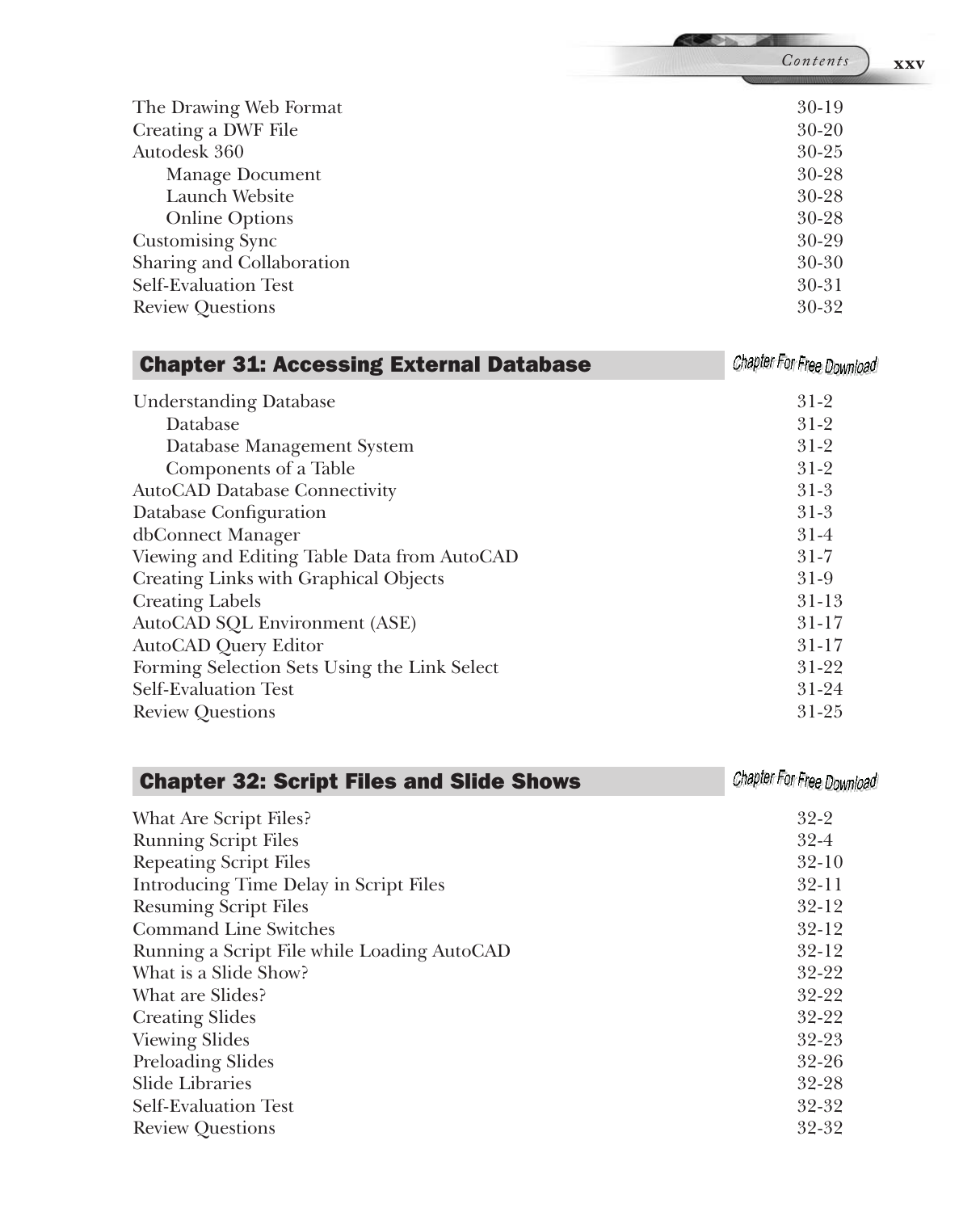| | |
|---|---|
| The Drawing Web Format | 30-19 |
| Creating a DWF File | 30-20 |
| Autodesk 360 | 30-25 |
| Manage Document | 30-28 |
| Launch Website | 30-28 |
| Online Options | 30-28 |
| Customising Sync | 30-29 |
| Sharing and Collaboration | 30-30 |
| Self-Evaluation Test | 30-31 |
| Review Questions | 30-32 |

## Chapter 31: Accessing External Database

*Chapter For Free Download*

| | |
|---|---|
| Understanding Database | 31-2 |
| Database | 31-2 |
| Database Management System | 31-2 |
| Components of a Table | 31-2 |
| AutoCAD Database Connectivity | 31-3 |
| Database Configuration | 31-3 |
| dbConnect Manager | 31-4 |
| Viewing and Editing Table Data from AutoCAD | 31-7 |
| Creating Links with Graphical Objects | 31-9 |
| Creating Labels | 31-13 |
| AutoCAD SQL Environment (ASE) | 31-17 |
| AutoCAD Query Editor | 31-17 |
| Forming Selection Sets Using the Link Select | 31-22 |
| Self-Evaluation Test | 31-24 |
| Review Questions | 31-25 |

## Chapter 32: Script Files and Slide Shows

*Chapter For Free Download*

| | |
|---|---|
| What Are Script Files? | 32-2 |
| Running Script Files | 32-4 |
| Repeating Script Files | 32-10 |
| Introducing Time Delay in Script Files | 32-11 |
| Resuming Script Files | 32-12 |
| Command Line Switches | 32-12 |
| Running a Script File while Loading AutoCAD | 32-12 |
| What is a Slide Show? | 32-22 |
| What are Slides? | 32-22 |
| Creating Slides | 32-22 |
| Viewing Slides | 32-23 |
| Preloading Slides | 32-26 |
| Slide Libraries | 32-28 |
| Self-Evaluation Test | 32-32 |
| Review Questions | 32-32 |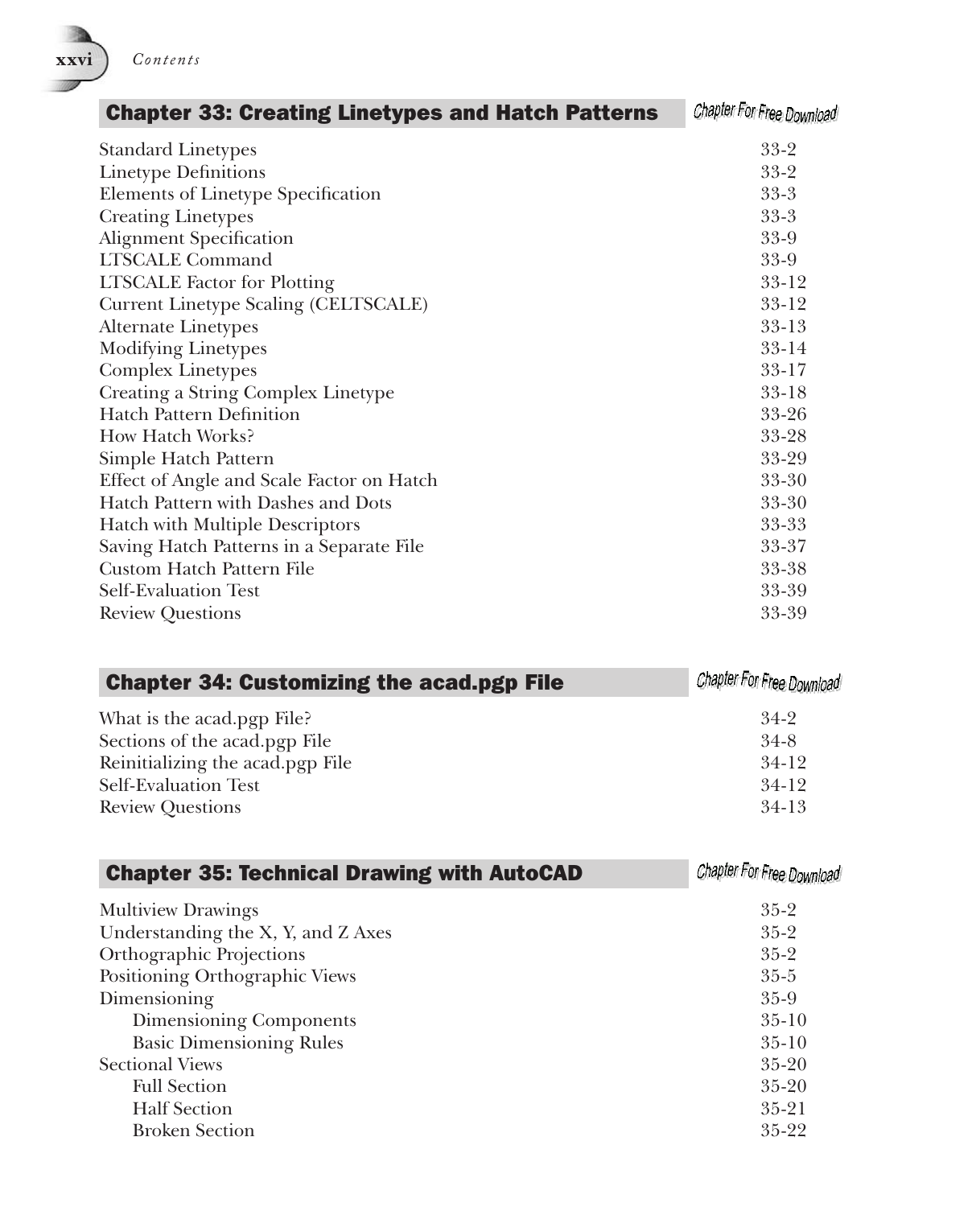## Chapter 33: Creating Linetypes and Hatch Patterns

*Chapter For Free Download*

| | |
|---|---|
| Standard Linetypes | 33-2 |
| Linetype Definitions | 33-2 |
| Elements of Linetype Specification | 33-3 |
| Creating Linetypes | 33-3 |
| Alignment Specification | 33-9 |
| LTSCALE Command | 33-9 |
| LTSCALE Factor for Plotting | 33-12 |
| Current Linetype Scaling (CELTSCALE) | 33-12 |
| Alternate Linetypes | 33-13 |
| Modifying Linetypes | 33-14 |
| Complex Linetypes | 33-17 |
| Creating a String Complex Linetype | 33-18 |
| Hatch Pattern Definition | 33-26 |
| How Hatch Works? | 33-28 |
| Simple Hatch Pattern | 33-29 |
| Effect of Angle and Scale Factor on Hatch | 33-30 |
| Hatch Pattern with Dashes and Dots | 33-30 |
| Hatch with Multiple Descriptors | 33-33 |
| Saving Hatch Patterns in a Separate File | 33-37 |
| Custom Hatch Pattern File | 33-38 |
| Self-Evaluation Test | 33-39 |
| Review Questions | 33-39 |

## Chapter 34: Customizing the acad.pgp File

*Chapter For Free Download*

| | |
|---|---|
| What is the acad.pgp File? | 34-2 |
| Sections of the acad.pgp File | 34-8 |
| Reinitializing the acad.pgp File | 34-12 |
| Self-Evaluation Test | 34-12 |
| Review Questions | 34-13 |

## Chapter 35: Technical Drawing with AutoCAD

*Chapter For Free Download*

| | |
|---|---|
| Multiview Drawings | 35-2 |
| Understanding the X, Y, and Z Axes | 35-2 |
| Orthographic Projections | 35-2 |
| Positioning Orthographic Views | 35-5 |
| Dimensioning | 35-9 |
| &nbsp;&nbsp;&nbsp;&nbsp;Dimensioning Components | 35-10 |
| &nbsp;&nbsp;&nbsp;&nbsp;Basic Dimensioning Rules | 35-10 |
| Sectional Views | 35-20 |
| &nbsp;&nbsp;&nbsp;&nbsp;Full Section | 35-20 |
| &nbsp;&nbsp;&nbsp;&nbsp;Half Section | 35-21 |
| &nbsp;&nbsp;&nbsp;&nbsp;Broken Section | 35-22 |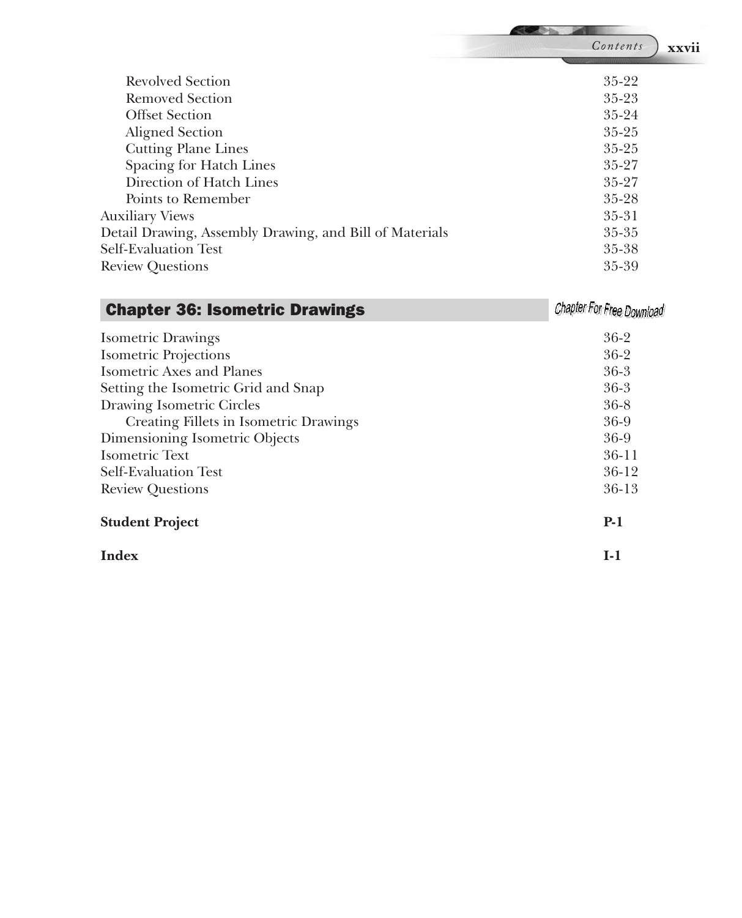| | |
|---|---|
| Revolved Section | 35-22 |
| Removed Section | 35-23 |
| Offset Section | 35-24 |
| Aligned Section | 35-25 |
| Cutting Plane Lines | 35-25 |
| Spacing for Hatch Lines | 35-27 |
| Direction of Hatch Lines | 35-27 |
| Points to Remember | 35-28 |
| Auxiliary Views | 35-31 |
| Detail Drawing, Assembly Drawing, and Bill of Materials | 35-35 |
| Self-Evaluation Test | 35-38 |
| Review Questions | 35-39 |

## Chapter 36: Isometric Drawings

*Chapter For Free Download*

| | |
|---|---|
| Isometric Drawings | 36-2 |
| Isometric Projections | 36-2 |
| Isometric Axes and Planes | 36-3 |
| Setting the Isometric Grid and Snap | 36-3 |
| Drawing Isometric Circles | 36-8 |
| Creating Fillets in Isometric Drawings | 36-9 |
| Dimensioning Isometric Objects | 36-9 |
| Isometric Text | 36-11 |
| Self-Evaluation Test | 36-12 |
| Review Questions | 36-13 |

**Student Project** **P-1**

**Index** **I-1**